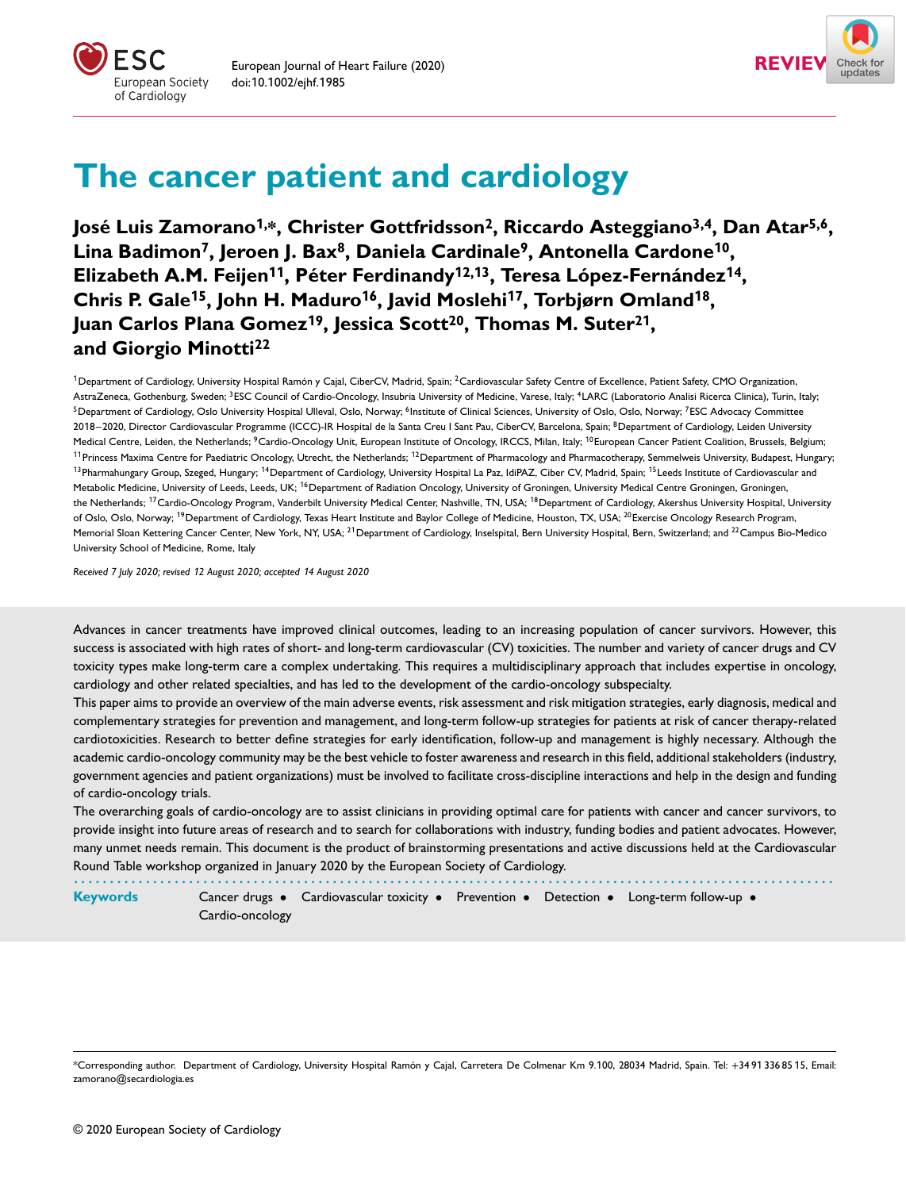REVIEW

# The cancer patient and cardiology

**José Luis Zamorano[1,*], Christer Gottfridsson[2], Riccardo Asteggiano[3,4], Dan Atar[5,6], Lina Badimon[7], Jeroen J. Bax[8], Daniela Cardinale[9], Antonella Cardone[10], Elizabeth A.M. Feijen[11], Péter Ferdinandy[12,13], Teresa López-Fernández[14], Chris P. Gale[15], John H. Maduro[16], Javid Moslehi[17], Torbjørn Omland[18], Juan Carlos Plana Gomez[19], Jessica Scott[20], Thomas M. Suter[21], and Giorgio Minotti[22]**

[1]Department of Cardiology, University Hospital Ramón y Cajal, CiberCV, Madrid, Spain; [2]Cardiovascular Safety Centre of Excellence, Patient Safety, CMO Organization, AstraZeneca, Gothenburg, Sweden; [3]ESC Council of Cardio-Oncology, Insubria University of Medicine, Varese, Italy; [4]LARC (Laboratorio Analisi Ricerca Clinica), Turin, Italy; [5]Department of Cardiology, Oslo University Hospital Ulleval, Oslo, Norway; [6]Institute of Clinical Sciences, University of Oslo, Oslo, Norway; [7]ESC Advocacy Committee 2018–2020, Director Cardiovascular Programme (ICCC)-IR Hospital de la Santa Creu I Sant Pau, CiberCV, Barcelona, Spain; [8]Department of Cardiology, Leiden University Medical Centre, Leiden, the Netherlands; [9]Cardio-Oncology Unit, European Institute of Oncology, IRCCS, Milan, Italy; [10]European Cancer Patient Coalition, Brussels, Belgium; [11]Princess Maxima Centre for Paediatric Oncology, Utrecht, the Netherlands; [12]Department of Pharmacology and Pharmacotherapy, Semmelweis University, Budapest, Hungary; [13]Pharmahungary Group, Szeged, Hungary; [14]Department of Cardiology, University Hospital La Paz, IdiPAZ, Ciber CV, Madrid, Spain; [15]Leeds Institute of Cardiovascular and Metabolic Medicine, University of Leeds, Leeds, UK; [16]Department of Radiation Oncology, University of Groningen, University Medical Centre Groningen, Groningen, the Netherlands; [17]Cardio-Oncology Program, Vanderbilt University Medical Center, Nashville, TN, USA; [18]Department of Cardiology, Akershus University Hospital, University of Oslo, Oslo, Norway; [19]Department of Cardiology, Texas Heart Institute and Baylor College of Medicine, Houston, TX, USA; [20]Exercise Oncology Research Program, Memorial Sloan Kettering Cancer Center, New York, NY, USA; [21]Department of Cardiology, Inselspital, Bern University Hospital, Bern, Switzerland; and [22]Campus Bio-Medico University School of Medicine, Rome, Italy

*Received 7 July 2020; revised 12 August 2020; accepted 14 August 2020*

Advances in cancer treatments have improved clinical outcomes, leading to an increasing population of cancer survivors. However, this success is associated with high rates of short- and long-term cardiovascular (CV) toxicities. The number and variety of cancer drugs and CV toxicity types make long-term care a complex undertaking. This requires a multidisciplinary approach that includes expertise in oncology, cardiology and other related specialties, and has led to the development of the cardio-oncology subspecialty.

This paper aims to provide an overview of the main adverse events, risk assessment and risk mitigation strategies, early diagnosis, medical and complementary strategies for prevention and management, and long-term follow-up strategies for patients at risk of cancer therapy-related cardiotoxicities. Research to better define strategies for early identification, follow-up and management is highly necessary. Although the academic cardio-oncology community may be the best vehicle to foster awareness and research in this field, additional stakeholders (industry, government agencies and patient organizations) must be involved to facilitate cross-discipline interactions and help in the design and funding of cardio-oncology trials.

The overarching goals of cardio-oncology are to assist clinicians in providing optimal care for patients with cancer and cancer survivors, to provide insight into future areas of research and to search for collaborations with industry, funding bodies and patient advocates. However, many unmet needs remain. This document is the product of brainstorming presentations and active discussions held at the Cardiovascular Round Table workshop organized in January 2020 by the European Society of Cardiology.

**Keywords** Cancer drugs • Cardiovascular toxicity • Prevention • Detection • Long-term follow-up • Cardio-oncology

*Corresponding author. Department of Cardiology, University Hospital Ramón y Cajal, Carretera De Colmenar Km 9.100, 28034 Madrid, Spain. Tel: +34 91 336 85 15, Email: zamorano@secardiologia.es

© 2020 European Society of Cardiology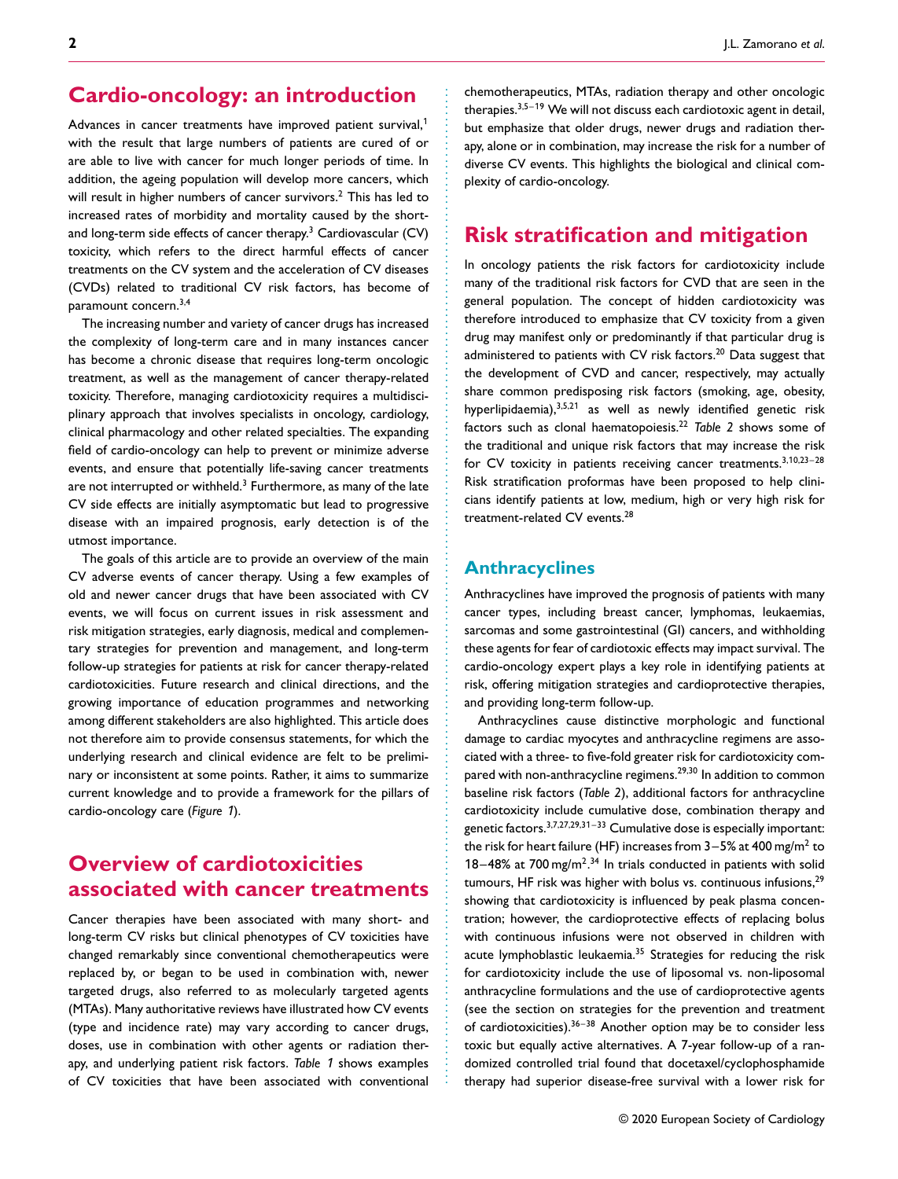## Cardio-oncology: an introduction

Advances in cancer treatments have improved patient survival,[1] with the result that large numbers of patients are cured of or are able to live with cancer for much longer periods of time. In addition, the ageing population will develop more cancers, which will result in higher numbers of cancer survivors.[2] This has led to increased rates of morbidity and mortality caused by the short- and long-term side effects of cancer therapy.[3] Cardiovascular (CV) toxicity, which refers to the direct harmful effects of cancer treatments on the CV system and the acceleration of CV diseases (CVDs) related to traditional CV risk factors, has become of paramount concern.[3,4]

The increasing number and variety of cancer drugs has increased the complexity of long-term care and in many instances cancer has become a chronic disease that requires long-term oncologic treatment, as well as the management of cancer therapy-related toxicity. Therefore, managing cardiotoxicity requires a multidisciplinary approach that involves specialists in oncology, cardiology, clinical pharmacology and other related specialties. The expanding field of cardio-oncology can help to prevent or minimize adverse events, and ensure that potentially life-saving cancer treatments are not interrupted or withheld.[3] Furthermore, as many of the late CV side effects are initially asymptomatic but lead to progressive disease with an impaired prognosis, early detection is of the utmost importance.

The goals of this article are to provide an overview of the main CV adverse events of cancer therapy. Using a few examples of old and newer cancer drugs that have been associated with CV events, we will focus on current issues in risk assessment and risk mitigation strategies, early diagnosis, medical and complementary strategies for prevention and management, and long-term follow-up strategies for patients at risk for cancer therapy-related cardiotoxicities. Future research and clinical directions, and the growing importance of education programmes and networking among different stakeholders are also highlighted. This article does not therefore aim to provide consensus statements, for which the underlying research and clinical evidence are felt to be preliminary or inconsistent at some points. Rather, it aims to summarize current knowledge and to provide a framework for the pillars of cardio-oncology care (*Figure 1*).

## Overview of cardiotoxicities associated with cancer treatments

Cancer therapies have been associated with many short- and long-term CV risks but clinical phenotypes of CV toxicities have changed remarkably since conventional chemotherapeutics were replaced by, or began to be used in combination with, newer targeted drugs, also referred to as molecularly targeted agents (MTAs). Many authoritative reviews have illustrated how CV events (type and incidence rate) may vary according to cancer drugs, doses, use in combination with other agents or radiation therapy, and underlying patient risk factors. *Table 1* shows examples of CV toxicities that have been associated with conventional chemotherapeutics, MTAs, radiation therapy and other oncologic therapies.[3,5–19] We will not discuss each cardiotoxic agent in detail, but emphasize that older drugs, newer drugs and radiation therapy, alone or in combination, may increase the risk for a number of diverse CV events. This highlights the biological and clinical complexity of cardio-oncology.

## Risk stratification and mitigation

In oncology patients the risk factors for cardiotoxicity include many of the traditional risk factors for CVD that are seen in the general population. The concept of hidden cardiotoxicity was therefore introduced to emphasize that CV toxicity from a given drug may manifest only or predominantly if that particular drug is administered to patients with CV risk factors.[20] Data suggest that the development of CVD and cancer, respectively, may actually share common predisposing risk factors (smoking, age, obesity, hyperlipidaemia),[3,5,21] as well as newly identified genetic risk factors such as clonal haematopoiesis.[22] *Table 2* shows some of the traditional and unique risk factors that may increase the risk for CV toxicity in patients receiving cancer treatments.[3,10,23–28] Risk stratification proformas have been proposed to help clinicians identify patients at low, medium, high or very high risk for treatment-related CV events.[28]

### Anthracyclines

Anthracyclines have improved the prognosis of patients with many cancer types, including breast cancer, lymphomas, leukaemias, sarcomas and some gastrointestinal (GI) cancers, and withholding these agents for fear of cardiotoxic effects may impact survival. The cardio-oncology expert plays a key role in identifying patients at risk, offering mitigation strategies and cardioprotective therapies, and providing long-term follow-up.

Anthracyclines cause distinctive morphologic and functional damage to cardiac myocytes and anthracycline regimens are associated with a three- to five-fold greater risk for cardiotoxicity compared with non-anthracycline regimens.[29,30] In addition to common baseline risk factors (*Table 2*), additional factors for anthracycline cardiotoxicity include cumulative dose, combination therapy and genetic factors.[3,7,27,29,31–33] Cumulative dose is especially important: the risk for heart failure (HF) increases from 3–5% at 400 mg/m$^2$ to 18–48% at 700 mg/m$^2$.[34] In trials conducted in patients with solid tumours, HF risk was higher with bolus vs. continuous infusions,[29] showing that cardiotoxicity is influenced by peak plasma concentration; however, the cardioprotective effects of replacing bolus with continuous infusions were not observed in children with acute lymphoblastic leukaemia.[35] Strategies for reducing the risk for cardiotoxicity include the use of liposomal vs. non-liposomal anthracycline formulations and the use of cardioprotective agents (see the section on strategies for the prevention and treatment of cardiotoxicities).[36–38] Another option may be to consider less toxic but equally active alternatives. A 7-year follow-up of a randomized controlled trial found that docetaxel/cyclophosphamide therapy had superior disease-free survival with a lower risk for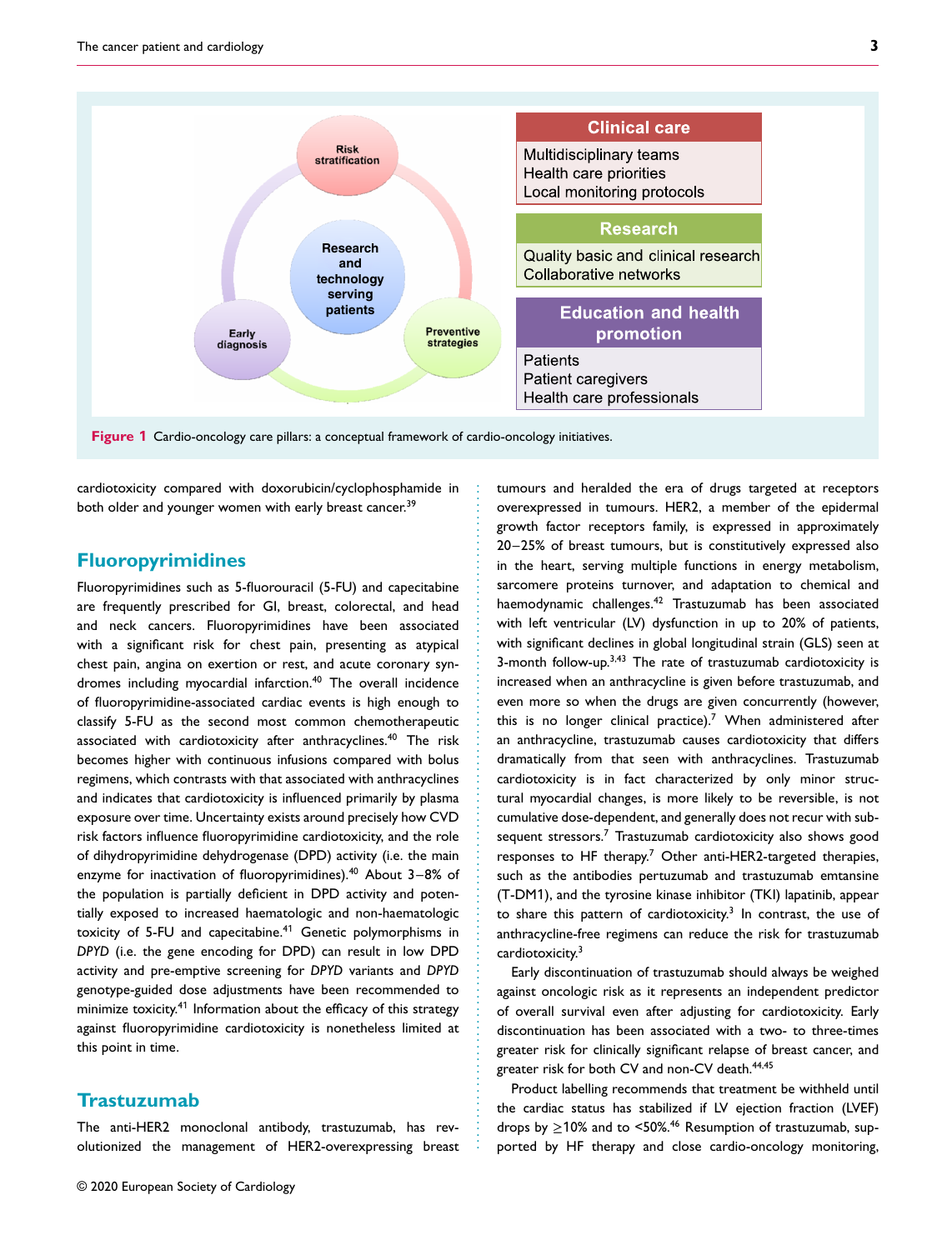Figure 1 Cardio-oncology care pillars: a conceptual framework of cardio-oncology initiatives.

cardiotoxicity compared with doxorubicin/cyclophosphamide in both older and younger women with early breast cancer.[39]

## Fluoropyrimidines

Fluoropyrimidines such as 5-fluorouracil (5-FU) and capecitabine are frequently prescribed for GI, breast, colorectal, and head and neck cancers. Fluoropyrimidines have been associated with a significant risk for chest pain, presenting as atypical chest pain, angina on exertion or rest, and acute coronary syndromes including myocardial infarction.[40] The overall incidence of fluoropyrimidine-associated cardiac events is high enough to classify 5-FU as the second most common chemotherapeutic associated with cardiotoxicity after anthracyclines.[40] The risk becomes higher with continuous infusions compared with bolus regimens, which contrasts with that associated with anthracyclines and indicates that cardiotoxicity is influenced primarily by plasma exposure over time. Uncertainty exists around precisely how CVD risk factors influence fluoropyrimidine cardiotoxicity, and the role of dihydropyrimidine dehydrogenase (DPD) activity (i.e. the main enzyme for inactivation of fluoropyrimidines).[40] About 3–8% of the population is partially deficient in DPD activity and potentially exposed to increased haematologic and non-haematologic toxicity of 5-FU and capecitabine.[41] Genetic polymorphisms in *DPYD* (i.e. the gene encoding for DPD) can result in low DPD activity and pre-emptive screening for *DPYD* variants and *DPYD* genotype-guided dose adjustments have been recommended to minimize toxicity.[41] Information about the efficacy of this strategy against fluoropyrimidine cardiotoxicity is nonetheless limited at this point in time.

## Trastuzumab

The anti-HER2 monoclonal antibody, trastuzumab, has revolutionized the management of HER2-overexpressing breast tumours and heralded the era of drugs targeted at receptors overexpressed in tumours. HER2, a member of the epidermal growth factor receptors family, is expressed in approximately 20–25% of breast tumours, but is constitutively expressed also in the heart, serving multiple functions in energy metabolism, sarcomere proteins turnover, and adaptation to chemical and haemodynamic challenges.[42] Trastuzumab has been associated with left ventricular (LV) dysfunction in up to 20% of patients, with significant declines in global longitudinal strain (GLS) seen at 3-month follow-up.[3,43] The rate of trastuzumab cardiotoxicity is increased when an anthracycline is given before trastuzumab, and even more so when the drugs are given concurrently (however, this is no longer clinical practice).[7] When administered after an anthracycline, trastuzumab causes cardiotoxicity that differs dramatically from that seen with anthracyclines. Trastuzumab cardiotoxicity is in fact characterized by only minor structural myocardial changes, is more likely to be reversible, is not cumulative dose-dependent, and generally does not recur with subsequent stressors.[7] Trastuzumab cardiotoxicity also shows good responses to HF therapy.[7] Other anti-HER2-targeted therapies, such as the antibodies pertuzumab and trastuzumab emtansine (T-DM1), and the tyrosine kinase inhibitor (TKI) lapatinib, appear to share this pattern of cardiotoxicity.[3] In contrast, the use of anthracycline-free regimens can reduce the risk for trastuzumab cardiotoxicity.[3]

Early discontinuation of trastuzumab should always be weighed against oncologic risk as it represents an independent predictor of overall survival even after adjusting for cardiotoxicity. Early discontinuation has been associated with a two- to three-times greater risk for clinically significant relapse of breast cancer, and greater risk for both CV and non-CV death.[44,45]

Product labelling recommends that treatment be withheld until the cardiac status has stabilized if LV ejection fraction (LVEF) drops by ≥10% and to <50%.[46] Resumption of trastuzumab, supported by HF therapy and close cardio-oncology monitoring,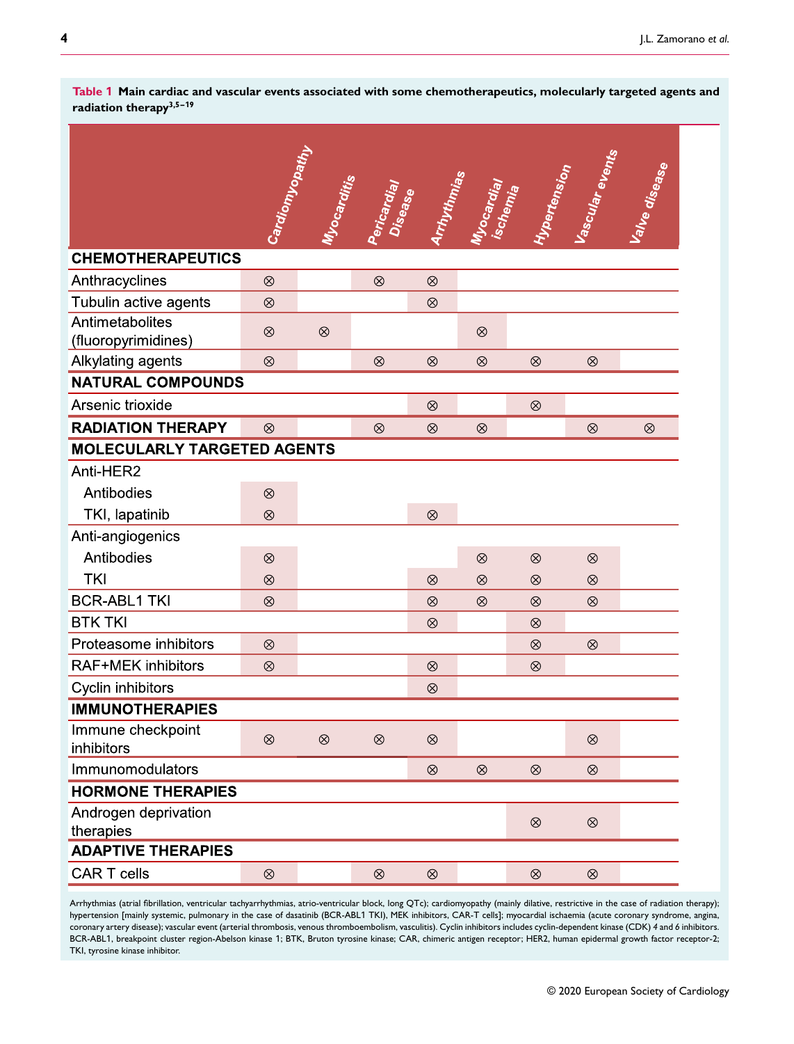**Table 1** Main cardiac and vascular events associated with some chemotherapeutics, molecularly targeted agents and radiation therapy[3,5–19]

| | Cardiomyopathy | Myocarditis | Pericardial Disease | Arrhythmias | Myocardial ischemia | Hypertension | Vascular events | Valve disease |
|---|---|---|---|---|---|---|---|---|
| **CHEMOTHERAPEUTICS** | | | | | | | | |
| Anthracyclines | ⊗ | | ⊗ | ⊗ | | | | |
| Tubulin active agents | ⊗ | | | ⊗ | | | | |
| Antimetabolites (fluoropyrimidines) | ⊗ | ⊗ | | | ⊗ | | | |
| Alkylating agents | ⊗ | | ⊗ | ⊗ | ⊗ | ⊗ | ⊗ | |
| **NATURAL COMPOUNDS** | | | | | | | | |
| Arsenic trioxide | | | | ⊗ | | ⊗ | | |
| **RADIATION THERAPY** | ⊗ | | ⊗ | ⊗ | ⊗ | | ⊗ | ⊗ |
| **MOLECULARLY TARGETED AGENTS** | | | | | | | | |
| Anti-HER2 | | | | | | | | |
| Antibodies | ⊗ | | | | | | | |
| TKI, lapatinib | ⊗ | | | ⊗ | | | | |
| Anti-angiogenics | | | | | | | | |
| Antibodies | ⊗ | | | | ⊗ | ⊗ | ⊗ | |
| TKI | ⊗ | | | ⊗ | ⊗ | ⊗ | ⊗ | |
| BCR-ABL1 TKI | ⊗ | | | ⊗ | ⊗ | ⊗ | ⊗ | |
| BTK TKI | | | | ⊗ | | ⊗ | | |
| Proteasome inhibitors | ⊗ | | | | | ⊗ | ⊗ | |
| RAF+MEK inhibitors | ⊗ | | | ⊗ | | ⊗ | | |
| Cyclin inhibitors | | | | ⊗ | | | | |
| **IMMUNOTHERAPIES** | | | | | | | | |
| Immune checkpoint inhibitors | ⊗ | ⊗ | ⊗ | ⊗ | | | ⊗ | |
| Immunomodulators | | | | ⊗ | ⊗ | ⊗ | ⊗ | |
| **HORMONE THERAPIES** | | | | | | | | |
| Androgen deprivation therapies | | | | | | ⊗ | ⊗ | |
| **ADAPTIVE THERAPIES** | | | | | | | | |
| CAR T cells | ⊗ | | ⊗ | ⊗ | | ⊗ | ⊗ | |

Arrhythmias (atrial fibrillation, ventricular tachyarrhythmias, atrio-ventricular block, long QTc); cardiomyopathy (mainly dilative, restrictive in the case of radiation therapy); hypertension [mainly systemic, pulmonary in the case of dasatinib (BCR-ABL1 TKI), MEK inhibitors, CAR-T cells]; myocardial ischaemia (acute coronary syndrome, angina, coronary artery disease); vascular event (arterial thrombosis, venous thromboembolism, vasculitis). Cyclin inhibitors includes cyclin-dependent kinase (CDK) *4* and *6* inhibitors. BCR-ABL1, breakpoint cluster region-Abelson kinase 1; BTK, Bruton tyrosine kinase; CAR, chimeric antigen receptor; HER2, human epidermal growth factor receptor-2; TKI, tyrosine kinase inhibitor.

© 2020 European Society of Cardiology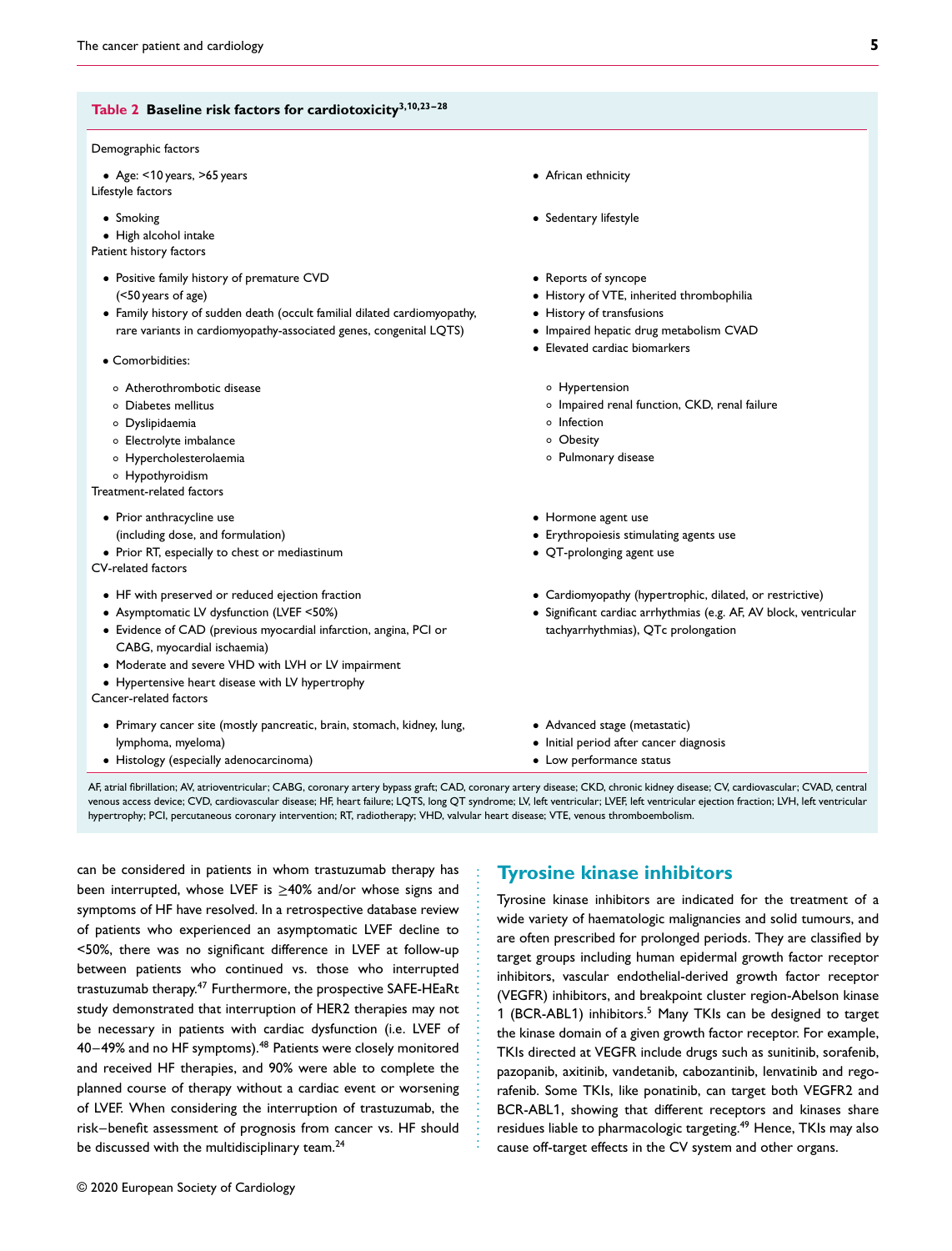**Table 2 Baseline risk factors for cardiotoxicity**[3,10,23–28]

| | |
|---|---|
| **Demographic factors** | |
| • Age: <10 years, >65 years | • African ethnicity |
| **Lifestyle factors** | |
| • Smoking | • Sedentary lifestyle |
| • High alcohol intake | |
| **Patient history factors** | |
| • Positive family history of premature CVD (<50 years of age) | • Reports of syncope |
| • Family history of sudden death (occult familial dilated cardiomyopathy, rare variants in cardiomyopathy-associated genes, congenital LQTS) | • History of VTE, inherited thrombophilia |
| | • History of transfusions |
| | • Impaired hepatic drug metabolism CVAD |
| | • Elevated cardiac biomarkers |
| • Comorbidities: | |
| ◦ Atherothrombotic disease | ◦ Hypertension |
| ◦ Diabetes mellitus | ◦ Impaired renal function, CKD, renal failure |
| ◦ Dyslipidaemia | ◦ Infection |
| ◦ Electrolyte imbalance | ◦ Obesity |
| ◦ Hypercholesterolaemia | ◦ Pulmonary disease |
| ◦ Hypothyroidism | |
| **Treatment-related factors** | |
| • Prior anthracycline use (including dose, and formulation) | • Hormone agent use |
| • Prior RT, especially to chest or mediastinum | • Erythropoiesis stimulating agents use |
| | • QT-prolonging agent use |
| **CV-related factors** | |
| • HF with preserved or reduced ejection fraction | • Cardiomyopathy (hypertrophic, dilated, or restrictive) |
| • Asymptomatic LV dysfunction (LVEF <50%) | • Significant cardiac arrhythmias (e.g. AF, AV block, ventricular tachyarrhythmias), QTc prolongation |
| • Evidence of CAD (previous myocardial infarction, angina, PCI or CABG, myocardial ischaemia) | |
| • Moderate and severe VHD with LVH or LV impairment | |
| • Hypertensive heart disease with LV hypertrophy | |
| **Cancer-related factors** | |
| • Primary cancer site (mostly pancreatic, brain, stomach, kidney, lung, lymphoma, myeloma) | • Advanced stage (metastatic) |
| | • Initial period after cancer diagnosis |
| • Histology (especially adenocarcinoma) | • Low performance status |

AF, atrial fibrillation; AV, atrioventricular; CABG, coronary artery bypass graft; CAD, coronary artery disease; CKD, chronic kidney disease; CV, cardiovascular; CVAD, central venous access device; CVD, cardiovascular disease; HF, heart failure; LQTS, long QT syndrome; LV, left ventricular; LVEF, left ventricular ejection fraction; LVH, left ventricular hypertrophy; PCI, percutaneous coronary intervention; RT, radiotherapy; VHD, valvular heart disease; VTE, venous thromboembolism.

can be considered in patients in whom trastuzumab therapy has been interrupted, whose LVEF is ≥40% and/or whose signs and symptoms of HF have resolved. In a retrospective database review of patients who experienced an asymptomatic LVEF decline to <50%, there was no significant difference in LVEF at follow-up between patients who continued vs. those who interrupted trastuzumab therapy.[47] Furthermore, the prospective SAFE-HEaRt study demonstrated that interruption of HER2 therapies may not be necessary in patients with cardiac dysfunction (i.e. LVEF of 40–49% and no HF symptoms).[48] Patients were closely monitored and received HF therapies, and 90% were able to complete the planned course of therapy without a cardiac event or worsening of LVEF. When considering the interruption of trastuzumab, the risk–benefit assessment of prognosis from cancer vs. HF should be discussed with the multidisciplinary team.[24]

## Tyrosine kinase inhibitors

Tyrosine kinase inhibitors are indicated for the treatment of a wide variety of haematologic malignancies and solid tumours, and are often prescribed for prolonged periods. They are classified by target groups including human epidermal growth factor receptor inhibitors, vascular endothelial-derived growth factor receptor (VEGFR) inhibitors, and breakpoint cluster region-Abelson kinase 1 (BCR-ABL1) inhibitors.[5] Many TKIs can be designed to target the kinase domain of a given growth factor receptor. For example, TKIs directed at VEGFR include drugs such as sunitinib, sorafenib, pazopanib, axitinib, vandetanib, cabozantinib, lenvatinib and regorafenib. Some TKIs, like ponatinib, can target both VEGFR2 and BCR-ABL1, showing that different receptors and kinases share residues liable to pharmacologic targeting.[49] Hence, TKIs may also cause off-target effects in the CV system and other organs.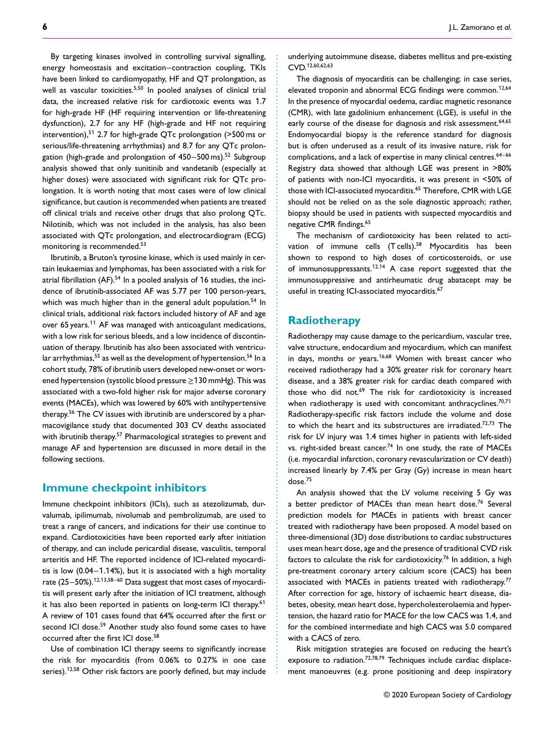By targeting kinases involved in controlling survival signalling, energy homeostasis and excitation–contraction coupling, TKIs have been linked to cardiomyopathy, HF and QT prolongation, as well as vascular toxicities.[5,50] In pooled analyses of clinical trial data, the increased relative risk for cardiotoxic events was 1.7 for high-grade HF (HF requiring intervention or life-threatening dysfunction), 2.7 for any HF (high-grade and HF not requiring intervention),[51] 2.7 for high-grade QTc prolongation (>500 ms or serious/life-threatening arrhythmias) and 8.7 for any QTc prolongation (high-grade and prolongation of 450–500 ms).[52] Subgroup analysis showed that only sunitinib and vandetanib (especially at higher doses) were associated with significant risk for QTc prolongation. It is worth noting that most cases were of low clinical significance, but caution is recommended when patients are treated off clinical trials and receive other drugs that also prolong QTc. Nilotinib, which was not included in the analysis, has also been associated with QTc prolongation, and electrocardiogram (ECG) monitoring is recommended.[53]

Ibrutinib, a Bruton's tyrosine kinase, which is used mainly in certain leukaemias and lymphomas, has been associated with a risk for atrial fibrillation (AF).[54] In a pooled analysis of 16 studies, the incidence of ibrutinib-associated AF was 5.77 per 100 person-years, which was much higher than in the general adult population.[54] In clinical trials, additional risk factors included history of AF and age over 65 years.[11] AF was managed with anticoagulant medications, with a low risk for serious bleeds, and a low incidence of discontinuation of therapy. Ibrutinib has also been associated with ventricular arrhythmias,[55] as well as the development of hypertension.[56] In a cohort study, 78% of ibrutinib users developed new-onset or worsened hypertension (systolic blood pressure ≥130 mmHg). This was associated with a two-fold higher risk for major adverse coronary events (MACEs), which was lowered by 60% with antihypertensive therapy.[56] The CV issues with ibrutinib are underscored by a pharmacovigilance study that documented 303 CV deaths associated with ibrutinib therapy.[57] Pharmacological strategies to prevent and manage AF and hypertension are discussed in more detail in the following sections.

## Immune checkpoint inhibitors

Immune checkpoint inhibitors (ICIs), such as atezolizumab, durvalumab, ipilimumab, nivolumab and pembrolizumab, are used to treat a range of cancers, and indications for their use continue to expand. Cardiotoxicities have been reported early after initiation of therapy, and can include pericardial disease, vasculitis, temporal arteritis and HF. The reported incidence of ICI-related myocarditis is low (0.04–1.14%), but it is associated with a high mortality rate (25–50%).[12,13,58–60] Data suggest that most cases of myocarditis will present early after the initiation of ICI treatment, although it has also been reported in patients on long-term ICI therapy.[61] A review of 101 cases found that 64% occurred after the first or second ICI dose.[59] Another study also found some cases to have occurred after the first ICI dose.[58]

Use of combination ICI therapy seems to significantly increase the risk for myocarditis (from 0.06% to 0.27% in one case series).[12,58] Other risk factors are poorly defined, but may include underlying autoimmune disease, diabetes mellitus and pre-existing CVD.[12,60,62,63]

The diagnosis of myocarditis can be challenging; in case series, elevated troponin and abnormal ECG findings were common.[12,64] In the presence of myocardial oedema, cardiac magnetic resonance (CMR), with late gadolinium enhancement (LGE), is useful in the early course of the disease for diagnosis and risk assessment.[64,65] Endomyocardial biopsy is the reference standard for diagnosis but is often underused as a result of its invasive nature, risk for complications, and a lack of expertise in many clinical centres.[64–66] Registry data showed that although LGE was present in >80% of patients with non-ICI myocarditis, it was present in <50% of those with ICI-associated myocarditis.[65] Therefore, CMR with LGE should not be relied on as the sole diagnostic approach; rather, biopsy should be used in patients with suspected myocarditis and negative CMR findings.[65]

The mechanism of cardiotoxicity has been related to activation of immune cells (T cells).[58] Myocarditis has been shown to respond to high doses of corticosteroids, or use of immunosuppressants.[12,14] A case report suggested that the immunosuppressive and antirheumatic drug abatacept may be useful in treating ICI-associated myocarditis.[67]

## Radiotherapy

Radiotherapy may cause damage to the pericardium, vascular tree, valve structure, endocardium and myocardium, which can manifest in days, months or years.[16,68] Women with breast cancer who received radiotherapy had a 30% greater risk for coronary heart disease, and a 38% greater risk for cardiac death compared with those who did not.[69] The risk for cardiotoxicity is increased when radiotherapy is used with concomitant anthracyclines.[70,71] Radiotherapy-specific risk factors include the volume and dose to which the heart and its substructures are irradiated.[72,73] The risk for LV injury was 1.4 times higher in patients with left-sided vs. right-sided breast cancer.[74] In one study, the rate of MACEs (i.e. myocardial infarction, coronary revascularization or CV death) increased linearly by 7.4% per Gray (Gy) increase in mean heart dose.[75]

An analysis showed that the LV volume receiving 5 Gy was a better predictor of MACEs than mean heart dose.[76] Several prediction models for MACEs in patients with breast cancer treated with radiotherapy have been proposed. A model based on three-dimensional (3D) dose distributions to cardiac substructures uses mean heart dose, age and the presence of traditional CVD risk factors to calculate the risk for cardiotoxicity.[76] In addition, a high pre-treatment coronary artery calcium score (CACS) has been associated with MACEs in patients treated with radiotherapy.[77] After correction for age, history of ischaemic heart disease, diabetes, obesity, mean heart dose, hypercholesterolaemia and hypertension, the hazard ratio for MACE for the low CACS was 1.4, and for the combined intermediate and high CACS was 5.0 compared with a CACS of zero.

Risk mitigation strategies are focused on reducing the heart's exposure to radiation.[72,78,79] Techniques include cardiac displacement manoeuvres (e.g. prone positioning and deep inspiratory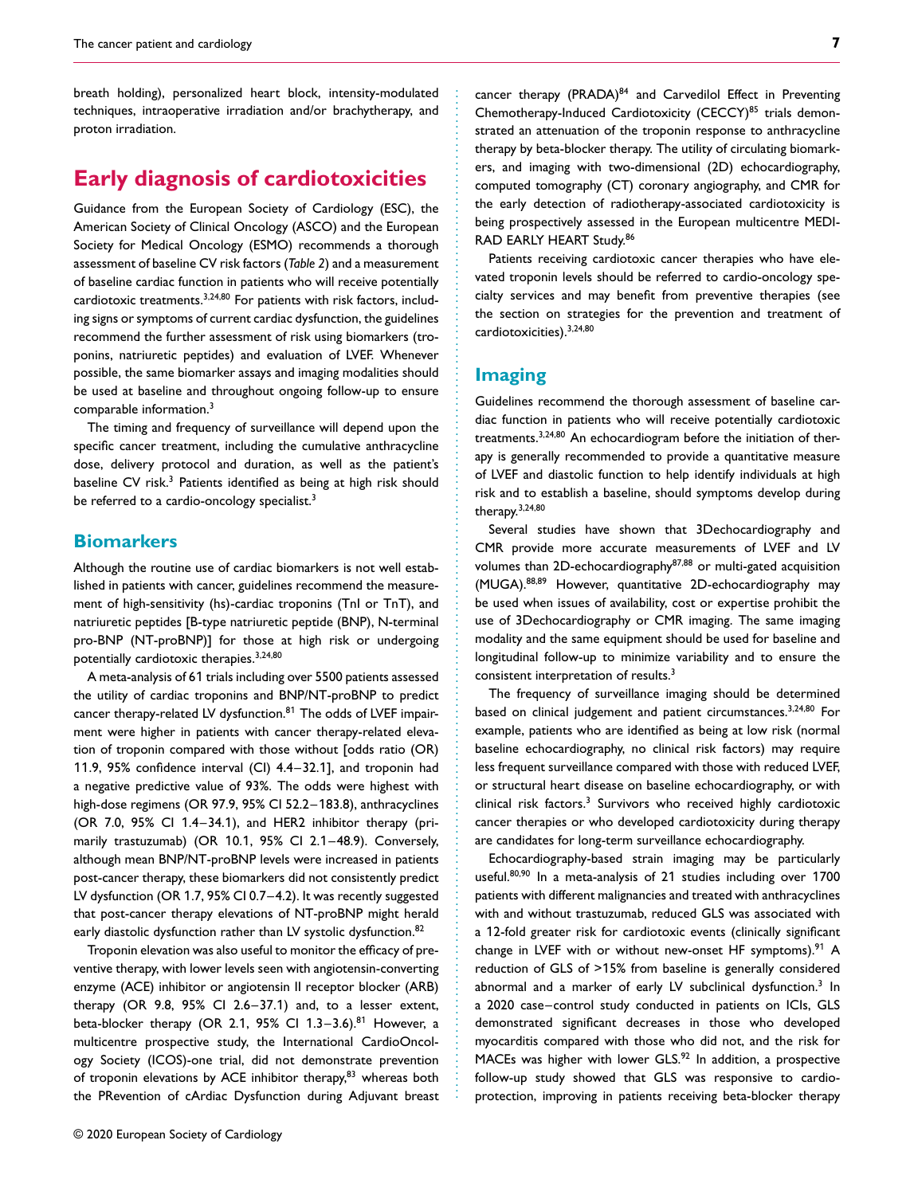breath holding), personalized heart block, intensity-modulated techniques, intraoperative irradiation and/or brachytherapy, and proton irradiation.

# Early diagnosis of cardiotoxicities

Guidance from the European Society of Cardiology (ESC), the American Society of Clinical Oncology (ASCO) and the European Society for Medical Oncology (ESMO) recommends a thorough assessment of baseline CV risk factors (*Table 2*) and a measurement of baseline cardiac function in patients who will receive potentially cardiotoxic treatments.[3,24,80] For patients with risk factors, including signs or symptoms of current cardiac dysfunction, the guidelines recommend the further assessment of risk using biomarkers (troponins, natriuretic peptides) and evaluation of LVEF. Whenever possible, the same biomarker assays and imaging modalities should be used at baseline and throughout ongoing follow-up to ensure comparable information.[3]

The timing and frequency of surveillance will depend upon the specific cancer treatment, including the cumulative anthracycline dose, delivery protocol and duration, as well as the patient's baseline CV risk.[3] Patients identified as being at high risk should be referred to a cardio-oncology specialist.[3]

## Biomarkers

Although the routine use of cardiac biomarkers is not well established in patients with cancer, guidelines recommend the measurement of high-sensitivity (hs)-cardiac troponins (TnI or TnT), and natriuretic peptides [B-type natriuretic peptide (BNP), N-terminal pro-BNP (NT-proBNP)] for those at high risk or undergoing potentially cardiotoxic therapies.[3,24,80]

A meta-analysis of 61 trials including over 5500 patients assessed the utility of cardiac troponins and BNP/NT-proBNP to predict cancer therapy-related LV dysfunction.[81] The odds of LVEF impairment were higher in patients with cancer therapy-related elevation of troponin compared with those without [odds ratio (OR) 11.9, 95% confidence interval (CI) 4.4–32.1], and troponin had a negative predictive value of 93%. The odds were highest with high-dose regimens (OR 97.9, 95% CI 52.2–183.8), anthracyclines (OR 7.0, 95% CI 1.4–34.1), and HER2 inhibitor therapy (primarily trastuzumab) (OR 10.1, 95% CI 2.1–48.9). Conversely, although mean BNP/NT-proBNP levels were increased in patients post-cancer therapy, these biomarkers did not consistently predict LV dysfunction (OR 1.7, 95% CI 0.7–4.2). It was recently suggested that post-cancer therapy elevations of NT-proBNP might herald early diastolic dysfunction rather than LV systolic dysfunction.[82]

Troponin elevation was also useful to monitor the efficacy of preventive therapy, with lower levels seen with angiotensin-converting enzyme (ACE) inhibitor or angiotensin II receptor blocker (ARB) therapy (OR 9.8, 95% CI 2.6–37.1) and, to a lesser extent, beta-blocker therapy (OR 2.1, 95% CI 1.3–3.6).[81] However, a multicentre prospective study, the International CardioOncology Society (ICOS)-one trial, did not demonstrate prevention of troponin elevations by ACE inhibitor therapy,[83] whereas both the PRevention of cArdiac Dysfunction during Adjuvant breast cancer therapy (PRADA)[84] and Carvedilol Effect in Preventing Chemotherapy-Induced Cardiotoxicity (CECCY)[85] trials demonstrated an attenuation of the troponin response to anthracycline therapy by beta-blocker therapy. The utility of circulating biomarkers, and imaging with two-dimensional (2D) echocardiography, computed tomography (CT) coronary angiography, and CMR for the early detection of radiotherapy-associated cardiotoxicity is being prospectively assessed in the European multicentre MEDIRAD EARLY HEART Study.[86]

Patients receiving cardiotoxic cancer therapies who have elevated troponin levels should be referred to cardio-oncology specialty services and may benefit from preventive therapies (see the section on strategies for the prevention and treatment of cardiotoxicities).[3,24,80]

## Imaging

Guidelines recommend the thorough assessment of baseline cardiac function in patients who will receive potentially cardiotoxic treatments.[3,24,80] An echocardiogram before the initiation of therapy is generally recommended to provide a quantitative measure of LVEF and diastolic function to help identify individuals at high risk and to establish a baseline, should symptoms develop during therapy.[3,24,80]

Several studies have shown that 3Dechocardiography and CMR provide more accurate measurements of LVEF and LV volumes than 2D-echocardiography[87,88] or multi-gated acquisition (MUGA).[88,89] However, quantitative 2D-echocardiography may be used when issues of availability, cost or expertise prohibit the use of 3Dechocardiography or CMR imaging. The same imaging modality and the same equipment should be used for baseline and longitudinal follow-up to minimize variability and to ensure the consistent interpretation of results.[3]

The frequency of surveillance imaging should be determined based on clinical judgement and patient circumstances.[3,24,80] For example, patients who are identified as being at low risk (normal baseline echocardiography, no clinical risk factors) may require less frequent surveillance compared with those with reduced LVEF, or structural heart disease on baseline echocardiography, or with clinical risk factors.[3] Survivors who received highly cardiotoxic cancer therapies or who developed cardiotoxicity during therapy are candidates for long-term surveillance echocardiography.

Echocardiography-based strain imaging may be particularly useful.[80,90] In a meta-analysis of 21 studies including over 1700 patients with different malignancies and treated with anthracyclines with and without trastuzumab, reduced GLS was associated with a 12-fold greater risk for cardiotoxic events (clinically significant change in LVEF with or without new-onset HF symptoms).[91] A reduction of GLS of >15% from baseline is generally considered abnormal and a marker of early LV subclinical dysfunction.[3] In a 2020 case–control study conducted in patients on ICIs, GLS demonstrated significant decreases in those who developed myocarditis compared with those who did not, and the risk for MACEs was higher with lower GLS.[92] In addition, a prospective follow-up study showed that GLS was responsive to cardioprotection, improving in patients receiving beta-blocker therapy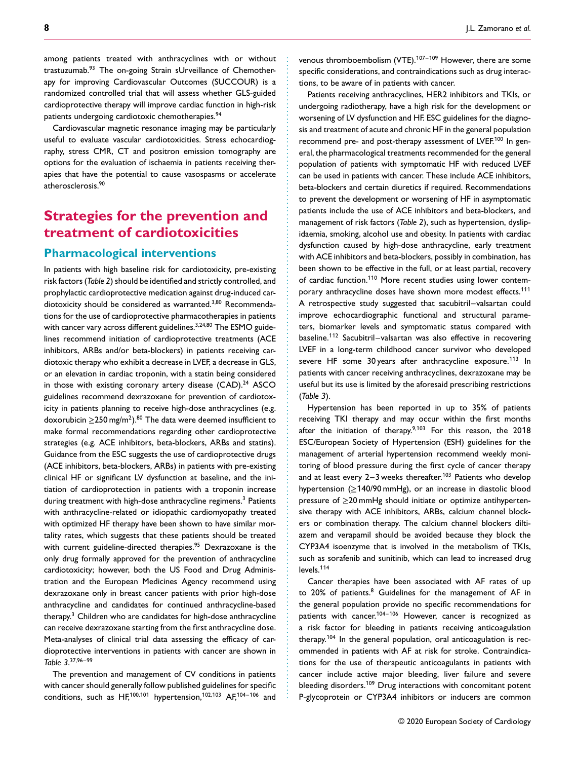among patients treated with anthracyclines with or without trastuzumab.[93] The on-going Strain sUrveillance of Chemotherapy for improving Cardiovascular Outcomes (SUCCOUR) is a randomized controlled trial that will assess whether GLS-guided cardioprotective therapy will improve cardiac function in high-risk patients undergoing cardiotoxic chemotherapies.[94]

Cardiovascular magnetic resonance imaging may be particularly useful to evaluate vascular cardiotoxicities. Stress echocardiography, stress CMR, CT and positron emission tomography are options for the evaluation of ischaemia in patients receiving therapies that have the potential to cause vasospasms or accelerate atherosclerosis.[90]

# Strategies for the prevention and treatment of cardiotoxicities

## Pharmacological interventions

In patients with high baseline risk for cardiotoxicity, pre-existing risk factors (*Table 2*) should be identified and strictly controlled, and prophylactic cardioprotective medication against drug-induced cardiotoxicity should be considered as warranted.[3,80] Recommendations for the use of cardioprotective pharmacotherapies in patients with cancer vary across different guidelines.[3,24,80] The ESMO guidelines recommend initiation of cardioprotective treatments (ACE inhibitors, ARBs and/or beta-blockers) in patients receiving cardiotoxic therapy who exhibit a decrease in LVEF, a decrease in GLS, or an elevation in cardiac troponin, with a statin being considered in those with existing coronary artery disease (CAD).[24] ASCO guidelines recommend dexrazoxane for prevention of cardiotoxicity in patients planning to receive high-dose anthracyclines (e.g. doxorubicin $\geq$250 mg/m$^2$).[80] The data were deemed insufficient to make formal recommendations regarding other cardioprotective strategies (e.g. ACE inhibitors, beta-blockers, ARBs and statins). Guidance from the ESC suggests the use of cardioprotective drugs (ACE inhibitors, beta-blockers, ARBs) in patients with pre-existing clinical HF or significant LV dysfunction at baseline, and the initiation of cardioprotection in patients with a troponin increase during treatment with high-dose anthracycline regimens.[3] Patients with anthracycline-related or idiopathic cardiomyopathy treated with optimized HF therapy have been shown to have similar mortality rates, which suggests that these patients should be treated with current guideline-directed therapies.[95] Dexrazoxane is the only drug formally approved for the prevention of anthracycline cardiotoxicity; however, both the US Food and Drug Administration and the European Medicines Agency recommend using dexrazoxane only in breast cancer patients with prior high-dose anthracycline and candidates for continued anthracycline-based therapy.[3] Children who are candidates for high-dose anthracycline can receive dexrazoxane starting from the first anthracycline dose. Meta-analyses of clinical trial data assessing the efficacy of cardioprotective interventions in patients with cancer are shown in *Table 3*.[37,96–99]

The prevention and management of CV conditions in patients with cancer should generally follow published guidelines for specific conditions, such as HF,[100,101] hypertension,[102,103] AF,[104–106] and venous thromboembolism (VTE).[107–109] However, there are some specific considerations, and contraindications such as drug interactions, to be aware of in patients with cancer.

Patients receiving anthracyclines, HER2 inhibitors and TKIs, or undergoing radiotherapy, have a high risk for the development or worsening of LV dysfunction and HF. ESC guidelines for the diagnosis and treatment of acute and chronic HF in the general population recommend pre- and post-therapy assessment of LVEF.[100] In general, the pharmacological treatments recommended for the general population of patients with symptomatic HF with reduced LVEF can be used in patients with cancer. These include ACE inhibitors, beta-blockers and certain diuretics if required. Recommendations to prevent the development or worsening of HF in asymptomatic patients include the use of ACE inhibitors and beta-blockers, and management of risk factors (*Table 2*), such as hypertension, dyslipidaemia, smoking, alcohol use and obesity. In patients with cardiac dysfunction caused by high-dose anthracycline, early treatment with ACE inhibitors and beta-blockers, possibly in combination, has been shown to be effective in the full, or at least partial, recovery of cardiac function.[110] More recent studies using lower contemporary anthracycline doses have shown more modest effects.[111] A retrospective study suggested that sacubitril–valsartan could improve echocardiographic functional and structural parameters, biomarker levels and symptomatic status compared with baseline.[112] Sacubitril–valsartan was also effective in recovering LVEF in a long-term childhood cancer survivor who developed severe HF some 30 years after anthracycline exposure.[113] In patients with cancer receiving anthracyclines, dexrazoxane may be useful but its use is limited by the aforesaid prescribing restrictions (*Table 3*).

Hypertension has been reported in up to 35% of patients receiving TKI therapy and may occur within the first months after the initiation of therapy.[9,103] For this reason, the 2018 ESC/European Society of Hypertension (ESH) guidelines for the management of arterial hypertension recommend weekly monitoring of blood pressure during the first cycle of cancer therapy and at least every 2–3 weeks thereafter.[103] Patients who develop hypertension ($\geq$140/90 mmHg), or an increase in diastolic blood pressure of $\geq$20 mmHg should initiate or optimize antihypertensive therapy with ACE inhibitors, ARBs, calcium channel blockers or combination therapy. The calcium channel blockers diltiazem and verapamil should be avoided because they block the CYP3A4 isoenzyme that is involved in the metabolism of TKIs, such as sorafenib and sunitinib, which can lead to increased drug levels.[114]

Cancer therapies have been associated with AF rates of up to 20% of patients.[8] Guidelines for the management of AF in the general population provide no specific recommendations for patients with cancer.[104–106] However, cancer is recognized as a risk factor for bleeding in patients receiving anticoagulation therapy.[104] In the general population, oral anticoagulation is recommended in patients with AF at risk for stroke. Contraindications for the use of therapeutic anticoagulants in patients with cancer include active major bleeding, liver failure and severe bleeding disorders.[109] Drug interactions with concomitant potent P-glycoprotein or CYP3A4 inhibitors or inducers are common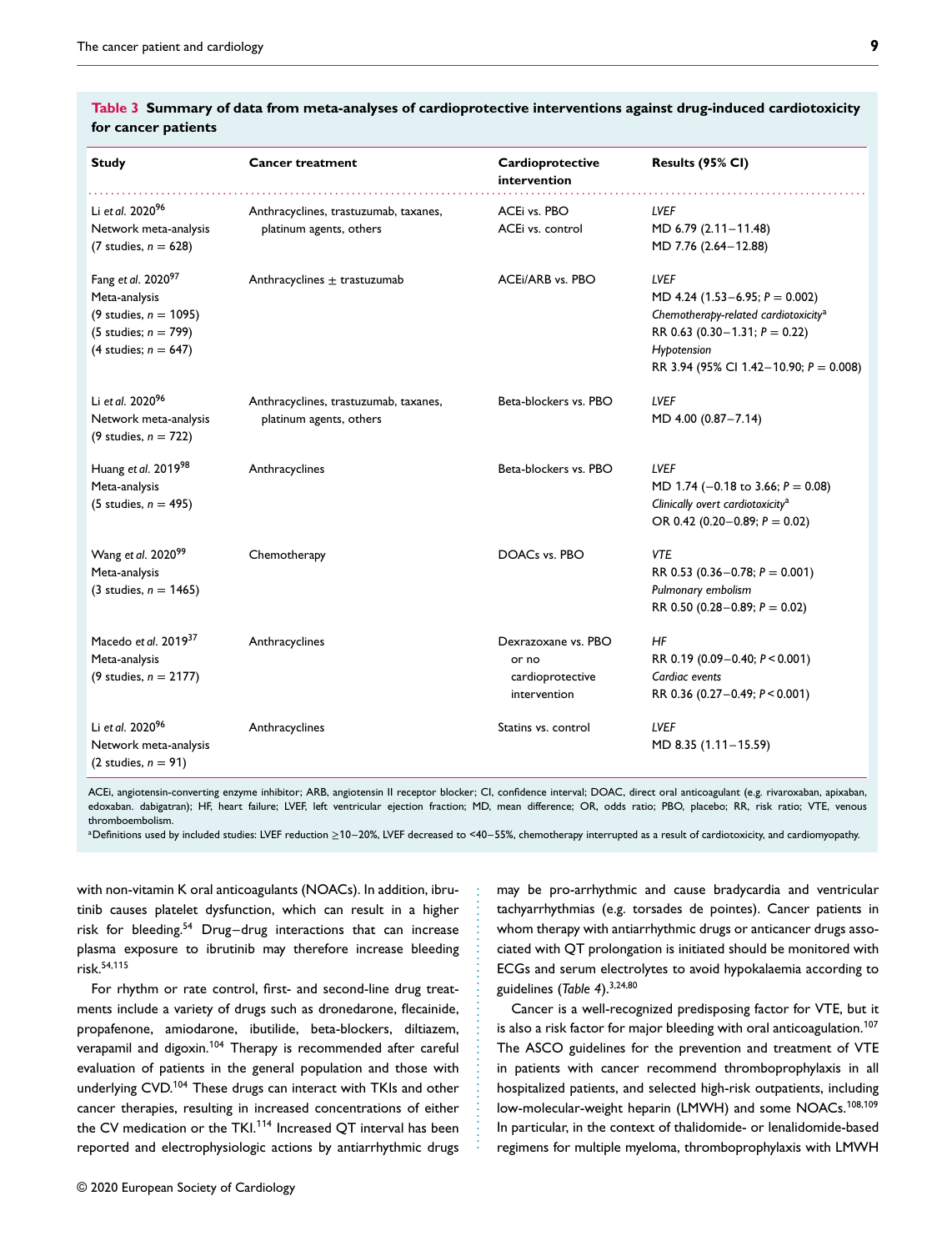**Table 3 Summary of data from meta-analyses of cardioprotective interventions against drug-induced cardiotoxicity for cancer patients**

| Study | Cancer treatment | Cardioprotective intervention | Results (95% CI) |
|---|---|---|---|
| Li *et al.* 2020[96]<br>Network meta-analysis<br>(7 studies, n = 628) | Anthracyclines, trastuzumab, taxanes, platinum agents, others | ACEi vs. PBO<br>ACEi vs. control | *LVEF*<br>MD 6.79 (2.11–11.48)<br>MD 7.76 (2.64–12.88) |
| Fang *et al.* 2020[97]<br>Meta-analysis<br>(9 studies, n = 1095)<br>(5 studies; n = 799)<br>(4 studies; n = 647) | Anthracyclines ± trastuzumab | ACEi/ARB vs. PBO | *LVEF*<br>MD 4.24 (1.53–6.95; P = 0.002)<br>*Chemotherapy-related cardiotoxicity*[a]<br>RR 0.63 (0.30–1.31; P = 0.22)<br>*Hypotension*<br>RR 3.94 (95% CI 1.42–10.90; P = 0.008) |
| Li *et al.* 2020[96]<br>Network meta-analysis<br>(9 studies, n = 722) | Anthracyclines, trastuzumab, taxanes, platinum agents, others | Beta-blockers vs. PBO | *LVEF*<br>MD 4.00 (0.87–7.14) |
| Huang *et al.* 2019[98]<br>Meta-analysis<br>(5 studies, n = 495) | Anthracyclines | Beta-blockers vs. PBO | *LVEF*<br>MD 1.74 (−0.18 to 3.66; P = 0.08)<br>*Clinically overt cardiotoxicity*[a]<br>OR 0.42 (0.20–0.89; P = 0.02) |
| Wang *et al.* 2020[99]<br>Meta-analysis<br>(3 studies, n = 1465) | Chemotherapy | DOACs vs. PBO | *VTE*<br>RR 0.53 (0.36–0.78; P = 0.001)<br>*Pulmonary embolism*<br>RR 0.50 (0.28–0.89; P = 0.02) |
| Macedo *et al.* 2019[37]<br>Meta-analysis<br>(9 studies, n = 2177) | Anthracyclines | Dexrazoxane vs. PBO or no cardioprotective intervention | *HF*<br>RR 0.19 (0.09–0.40; P < 0.001)<br>*Cardiac events*<br>RR 0.36 (0.27–0.49; P < 0.001) |
| Li *et al.* 2020[96]<br>Network meta-analysis<br>(2 studies, n = 91) | Anthracyclines | Statins vs. control | *LVEF*<br>MD 8.35 (1.11–15.59) |

ACEi, angiotensin-converting enzyme inhibitor; ARB, angiotensin II receptor blocker; CI, confidence interval; DOAC, direct oral anticoagulant (e.g. rivaroxaban, apixaban, edoxaban. dabigatran); HF, heart failure; LVEF, left ventricular ejection fraction; MD, mean difference; OR, odds ratio; PBO, placebo; RR, risk ratio; VTE, venous thromboembolism.

[a]Definitions used by included studies: LVEF reduction ≥10–20%, LVEF decreased to <40–55%, chemotherapy interrupted as a result of cardiotoxicity, and cardiomyopathy.

with non-vitamin K oral anticoagulants (NOACs). In addition, ibrutinib causes platelet dysfunction, which can result in a higher risk for bleeding.[54] Drug–drug interactions that can increase plasma exposure to ibrutinib may therefore increase bleeding risk.[54,115]

For rhythm or rate control, first- and second-line drug treatments include a variety of drugs such as dronedarone, flecainide, propafenone, amiodarone, ibutilide, beta-blockers, diltiazem, verapamil and digoxin.[104] Therapy is recommended after careful evaluation of patients in the general population and those with underlying CVD.[104] These drugs can interact with TKIs and other cancer therapies, resulting in increased concentrations of either the CV medication or the TKI.[114] Increased QT interval has been reported and electrophysiologic actions by antiarrhythmic drugs may be pro-arrhythmic and cause bradycardia and ventricular tachyarrhythmias (e.g. torsades de pointes). Cancer patients in whom therapy with antiarrhythmic drugs or anticancer drugs associated with QT prolongation is initiated should be monitored with ECGs and serum electrolytes to avoid hypokalaemia according to guidelines (*Table 4*).[3,24,80]

Cancer is a well-recognized predisposing factor for VTE, but it is also a risk factor for major bleeding with oral anticoagulation.[107] The ASCO guidelines for the prevention and treatment of VTE in patients with cancer recommend thromboprophylaxis in all hospitalized patients, and selected high-risk outpatients, including low-molecular-weight heparin (LMWH) and some NOACs.[108,109] In particular, in the context of thalidomide- or lenalidomide-based regimens for multiple myeloma, thromboprophylaxis with LMWH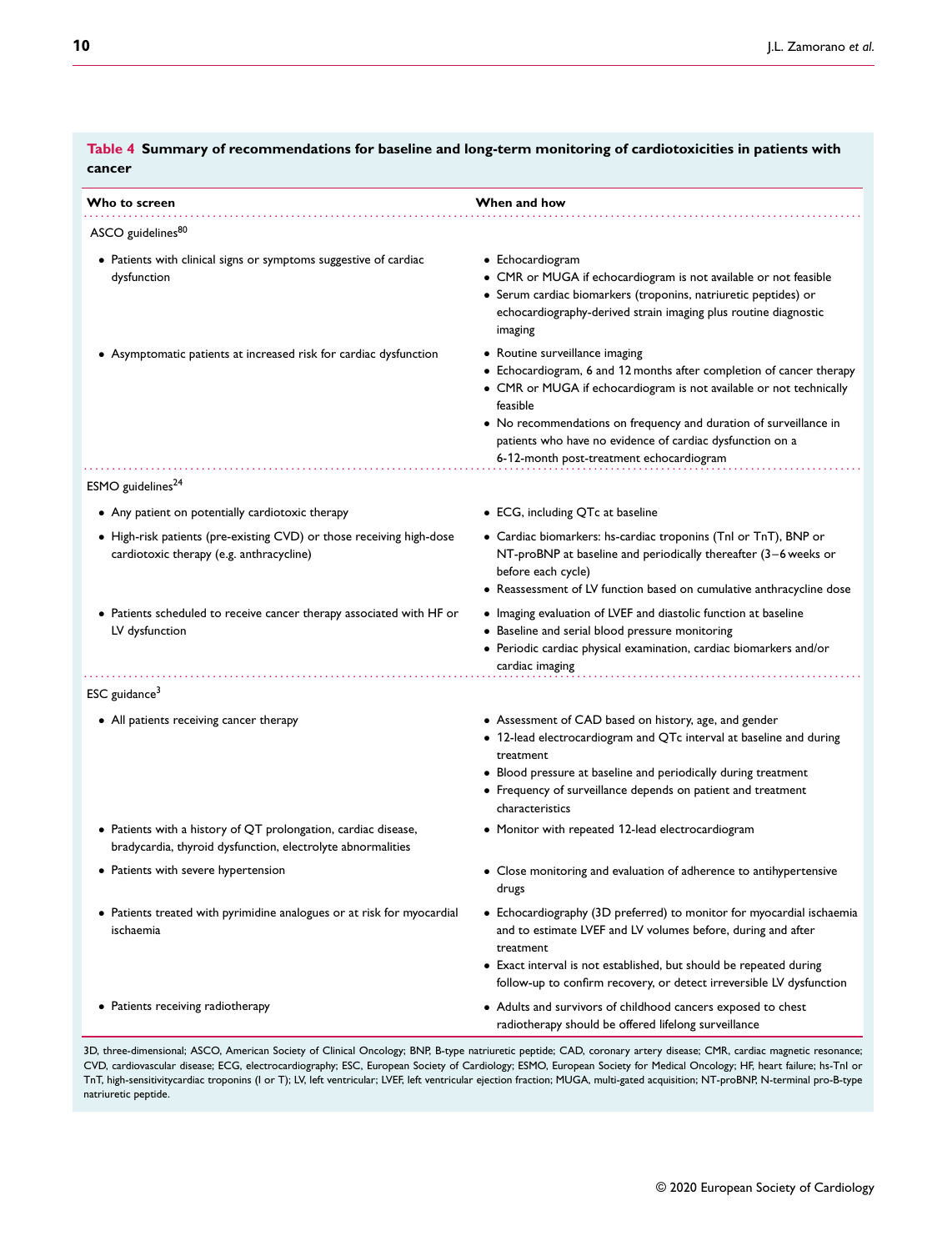**Table 4 Summary of recommendations for baseline and long-term monitoring of cardiotoxicities in patients with cancer**

| Who to screen | When and how |
|---|---|
| ASCO guidelines[80] | |
| • Patients with clinical signs or symptoms suggestive of cardiac dysfunction | • Echocardiogram<br>• CMR or MUGA if echocardiogram is not available or not feasible<br>• Serum cardiac biomarkers (troponins, natriuretic peptides) or echocardiography-derived strain imaging plus routine diagnostic imaging |
| • Asymptomatic patients at increased risk for cardiac dysfunction | • Routine surveillance imaging<br>• Echocardiogram, 6 and 12 months after completion of cancer therapy<br>• CMR or MUGA if echocardiogram is not available or not technically feasible<br>• No recommendations on frequency and duration of surveillance in patients who have no evidence of cardiac dysfunction on a 6-12-month post-treatment echocardiogram |
| ESMO guidelines[24] | |
| • Any patient on potentially cardiotoxic therapy | • ECG, including QTc at baseline |
| • High-risk patients (pre-existing CVD) or those receiving high-dose cardiotoxic therapy (e.g. anthracycline) | • Cardiac biomarkers: hs-cardiac troponins (TnI or TnT), BNP or NT-proBNP at baseline and periodically thereafter (3–6 weeks or before each cycle)<br>• Reassessment of LV function based on cumulative anthracycline dose |
| • Patients scheduled to receive cancer therapy associated with HF or LV dysfunction | • Imaging evaluation of LVEF and diastolic function at baseline<br>• Baseline and serial blood pressure monitoring<br>• Periodic cardiac physical examination, cardiac biomarkers and/or cardiac imaging |
| ESC guidance[3] | |
| • All patients receiving cancer therapy | • Assessment of CAD based on history, age, and gender<br>• 12-lead electrocardiogram and QTc interval at baseline and during treatment<br>• Blood pressure at baseline and periodically during treatment<br>• Frequency of surveillance depends on patient and treatment characteristics |
| • Patients with a history of QT prolongation, cardiac disease, bradycardia, thyroid dysfunction, electrolyte abnormalities | • Monitor with repeated 12-lead electrocardiogram |
| • Patients with severe hypertension | • Close monitoring and evaluation of adherence to antihypertensive drugs |
| • Patients treated with pyrimidine analogues or at risk for myocardial ischaemia | • Echocardiography (3D preferred) to monitor for myocardial ischaemia and to estimate LVEF and LV volumes before, during and after treatment<br>• Exact interval is not established, but should be repeated during follow-up to confirm recovery, or detect irreversible LV dysfunction |
| • Patients receiving radiotherapy | • Adults and survivors of childhood cancers exposed to chest radiotherapy should be offered lifelong surveillance |

3D, three-dimensional; ASCO, American Society of Clinical Oncology; BNP, B-type natriuretic peptide; CAD, coronary artery disease; CMR, cardiac magnetic resonance; CVD, cardiovascular disease; ECG, electrocardiography; ESC, European Society of Cardiology; ESMO, European Society for Medical Oncology; HF, heart failure; hs-TnI or TnT, high-sensitivitycardiac troponins (I or T); LV, left ventricular; LVEF, left ventricular ejection fraction; MUGA, multi-gated acquisition; NT-proBNP, N-terminal pro-B-type natriuretic peptide.

© 2020 European Society of Cardiology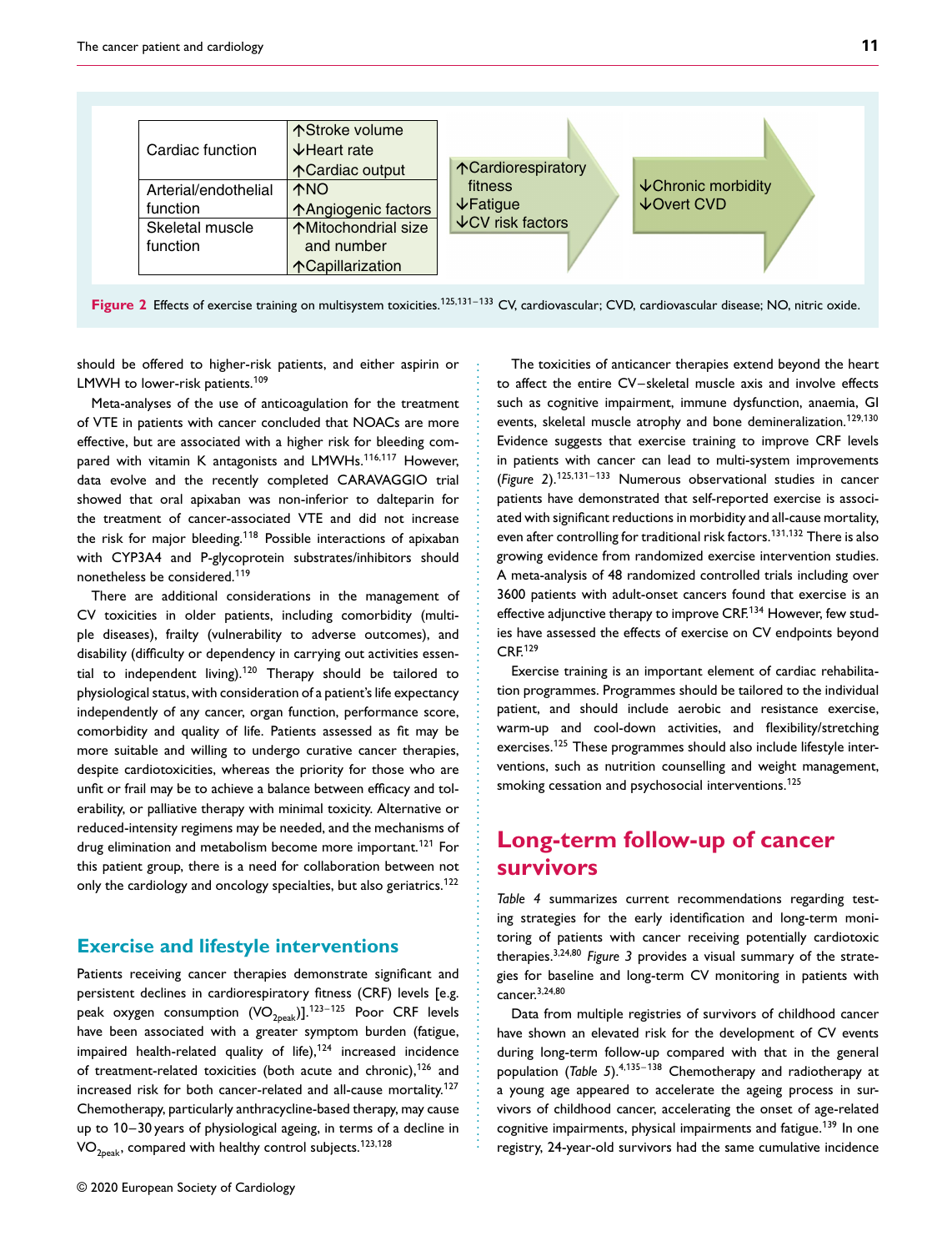| Cardiac function | ↑Stroke volume ↓Heart rate ↑Cardiac output |
| --- | --- |
| Arterial/endothelial function | ↑NO ↑Angiogenic factors |
| Skeletal muscle function | ↑Mitochondrial size and number ↑Capillarization |

↑Cardiorespiratory fitness ↓Fatigue ↓CV risk factors

↓Chronic morbidity ↓Overt CVD

**Figure 2** Effects of exercise training on multisystem toxicities.[125,131–133] CV, cardiovascular; CVD, cardiovascular disease; NO, nitric oxide.

should be offered to higher-risk patients, and either aspirin or LMWH to lower-risk patients.[109]

Meta-analyses of the use of anticoagulation for the treatment of VTE in patients with cancer concluded that NOACs are more effective, but are associated with a higher risk for bleeding compared with vitamin K antagonists and LMWHs.[116,117] However, data evolve and the recently completed CARAVAGGIO trial showed that oral apixaban was non-inferior to dalteparin for the treatment of cancer-associated VTE and did not increase the risk for major bleeding.[118] Possible interactions of apixaban with CYP3A4 and P-glycoprotein substrates/inhibitors should nonetheless be considered.[119]

There are additional considerations in the management of CV toxicities in older patients, including comorbidity (multiple diseases), frailty (vulnerability to adverse outcomes), and disability (difficulty or dependency in carrying out activities essential to independent living).[120] Therapy should be tailored to physiological status, with consideration of a patient's life expectancy independently of any cancer, organ function, performance score, comorbidity and quality of life. Patients assessed as fit may be more suitable and willing to undergo curative cancer therapies, despite cardiotoxicities, whereas the priority for those who are unfit or frail may be to achieve a balance between efficacy and tolerability, or palliative therapy with minimal toxicity. Alternative or reduced-intensity regimens may be needed, and the mechanisms of drug elimination and metabolism become more important.[121] For this patient group, there is a need for collaboration between not only the cardiology and oncology specialties, but also geriatrics.[122]

## Exercise and lifestyle interventions

Patients receiving cancer therapies demonstrate significant and persistent declines in cardiorespiratory fitness (CRF) levels [e.g. peak oxygen consumption ($VO_{2peak}$)].[123–125] Poor CRF levels have been associated with a greater symptom burden (fatigue, impaired health-related quality of life),[124] increased incidence of treatment-related toxicities (both acute and chronic),[126] and increased risk for both cancer-related and all-cause mortality.[127] Chemotherapy, particularly anthracycline-based therapy, may cause up to 10–30 years of physiological ageing, in terms of a decline in $VO_{2peak}$, compared with healthy control subjects.[123,128]

The toxicities of anticancer therapies extend beyond the heart to affect the entire CV–skeletal muscle axis and involve effects such as cognitive impairment, immune dysfunction, anaemia, GI events, skeletal muscle atrophy and bone demineralization.[129,130] Evidence suggests that exercise training to improve CRF levels in patients with cancer can lead to multi-system improvements (*Figure 2*).[125,131–133] Numerous observational studies in cancer patients have demonstrated that self-reported exercise is associated with significant reductions in morbidity and all-cause mortality, even after controlling for traditional risk factors.[131,132] There is also growing evidence from randomized exercise intervention studies. A meta-analysis of 48 randomized controlled trials including over 3600 patients with adult-onset cancers found that exercise is an effective adjunctive therapy to improve CRF.[134] However, few studies have assessed the effects of exercise on CV endpoints beyond CRF.[129]

Exercise training is an important element of cardiac rehabilitation programmes. Programmes should be tailored to the individual patient, and should include aerobic and resistance exercise, warm-up and cool-down activities, and flexibility/stretching exercises.[125] These programmes should also include lifestyle interventions, such as nutrition counselling and weight management, smoking cessation and psychosocial interventions.[125]

## Long-term follow-up of cancer survivors

*Table 4* summarizes current recommendations regarding testing strategies for the early identification and long-term monitoring of patients with cancer receiving potentially cardiotoxic therapies.[3,24,80] *Figure 3* provides a visual summary of the strategies for baseline and long-term CV monitoring in patients with cancer.[3,24,80]

Data from multiple registries of survivors of childhood cancer have shown an elevated risk for the development of CV events during long-term follow-up compared with that in the general population (*Table 5*).[4,135–138] Chemotherapy and radiotherapy at a young age appeared to accelerate the ageing process in survivors of childhood cancer, accelerating the onset of age-related cognitive impairments, physical impairments and fatigue.[139] In one registry, 24-year-old survivors had the same cumulative incidence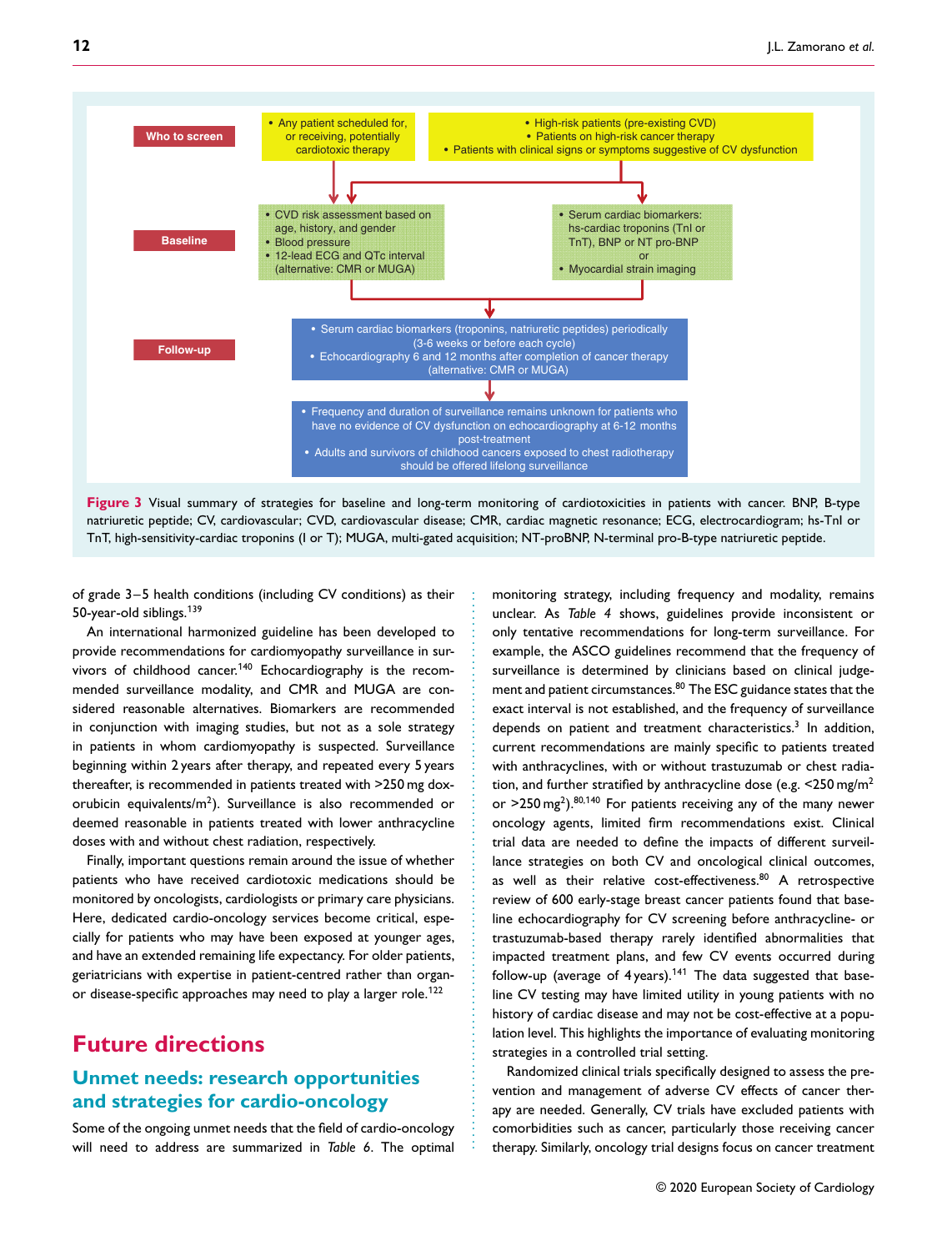**Who to screen**

- Any patient scheduled for, or receiving, potentially cardiotoxic therapy
- High-risk patients (pre-existing CVD)
- Patients on high-risk cancer therapy
- Patients with clinical signs or symptoms suggestive of CV dysfunction

**Baseline**

- CVD risk assessment based on age, history, and gender
- Blood pressure
- 12-lead ECG and QTc interval (alternative: CMR or MUGA)

- Serum cardiac biomarkers: hs-cardiac troponins (TnI or TnT), BNP or NT pro-BNP or
- Myocardial strain imaging

**Follow-up**

- Serum cardiac biomarkers (troponins, natriuretic peptides) periodically (3-6 weeks or before each cycle)
- Echocardiography 6 and 12 months after completion of cancer therapy (alternative: CMR or MUGA)

- Frequency and duration of surveillance remains unknown for patients who have no evidence of CV dysfunction on echocardiography at 6-12 months post-treatment
- Adults and survivors of childhood cancers exposed to chest radiotherapy should be offered lifelong surveillance

**Figure 3** Visual summary of strategies for baseline and long-term monitoring of cardiotoxicities in patients with cancer. BNP, B-type natriuretic peptide; CV, cardiovascular; CVD, cardiovascular disease; CMR, cardiac magnetic resonance; ECG, electrocardiogram; hs-TnI or TnT, high-sensitivity-cardiac troponins (I or T); MUGA, multi-gated acquisition; NT-proBNP, N-terminal pro-B-type natriuretic peptide.

of grade 3–5 health conditions (including CV conditions) as their 50-year-old siblings.[139]

An international harmonized guideline has been developed to provide recommendations for cardiomyopathy surveillance in survivors of childhood cancer.[140] Echocardiography is the recommended surveillance modality, and CMR and MUGA are considered reasonable alternatives. Biomarkers are recommended in conjunction with imaging studies, but not as a sole strategy in patients in whom cardiomyopathy is suspected. Surveillance beginning within 2 years after therapy, and repeated every 5 years thereafter, is recommended in patients treated with >250 mg doxorubicin equivalents/m$^2$). Surveillance is also recommended or deemed reasonable in patients treated with lower anthracycline doses with and without chest radiation, respectively.

Finally, important questions remain around the issue of whether patients who have received cardiotoxic medications should be monitored by oncologists, cardiologists or primary care physicians. Here, dedicated cardio-oncology services become critical, especially for patients who may have been exposed at younger ages, and have an extended remaining life expectancy. For older patients, geriatricians with expertise in patient-centred rather than organ- or disease-specific approaches may need to play a larger role.[122]

# Future directions

## Unmet needs: research opportunities and strategies for cardio-oncology

Some of the ongoing unmet needs that the field of cardio-oncology will need to address are summarized in *Table 6*. The optimal monitoring strategy, including frequency and modality, remains unclear. As *Table 4* shows, guidelines provide inconsistent or only tentative recommendations for long-term surveillance. For example, the ASCO guidelines recommend that the frequency of surveillance is determined by clinicians based on clinical judgement and patient circumstances.[80] The ESC guidance states that the exact interval is not established, and the frequency of surveillance depends on patient and treatment characteristics.[3] In addition, current recommendations are mainly specific to patients treated with anthracyclines, with or without trastuzumab or chest radiation, and further stratified by anthracycline dose (e.g. <250 mg/m$^2$ or >250 mg$^2$).[80,140] For patients receiving any of the many newer oncology agents, limited firm recommendations exist. Clinical trial data are needed to define the impacts of different surveillance strategies on both CV and oncological clinical outcomes, as well as their relative cost-effectiveness.[80] A retrospective review of 600 early-stage breast cancer patients found that baseline echocardiography for CV screening before anthracycline- or trastuzumab-based therapy rarely identified abnormalities that impacted treatment plans, and few CV events occurred during follow-up (average of 4 years).[141] The data suggested that baseline CV testing may have limited utility in young patients with no history of cardiac disease and may not be cost-effective at a population level. This highlights the importance of evaluating monitoring strategies in a controlled trial setting.

Randomized clinical trials specifically designed to assess the prevention and management of adverse CV effects of cancer therapy are needed. Generally, CV trials have excluded patients with comorbidities such as cancer, particularly those receiving cancer therapy. Similarly, oncology trial designs focus on cancer treatment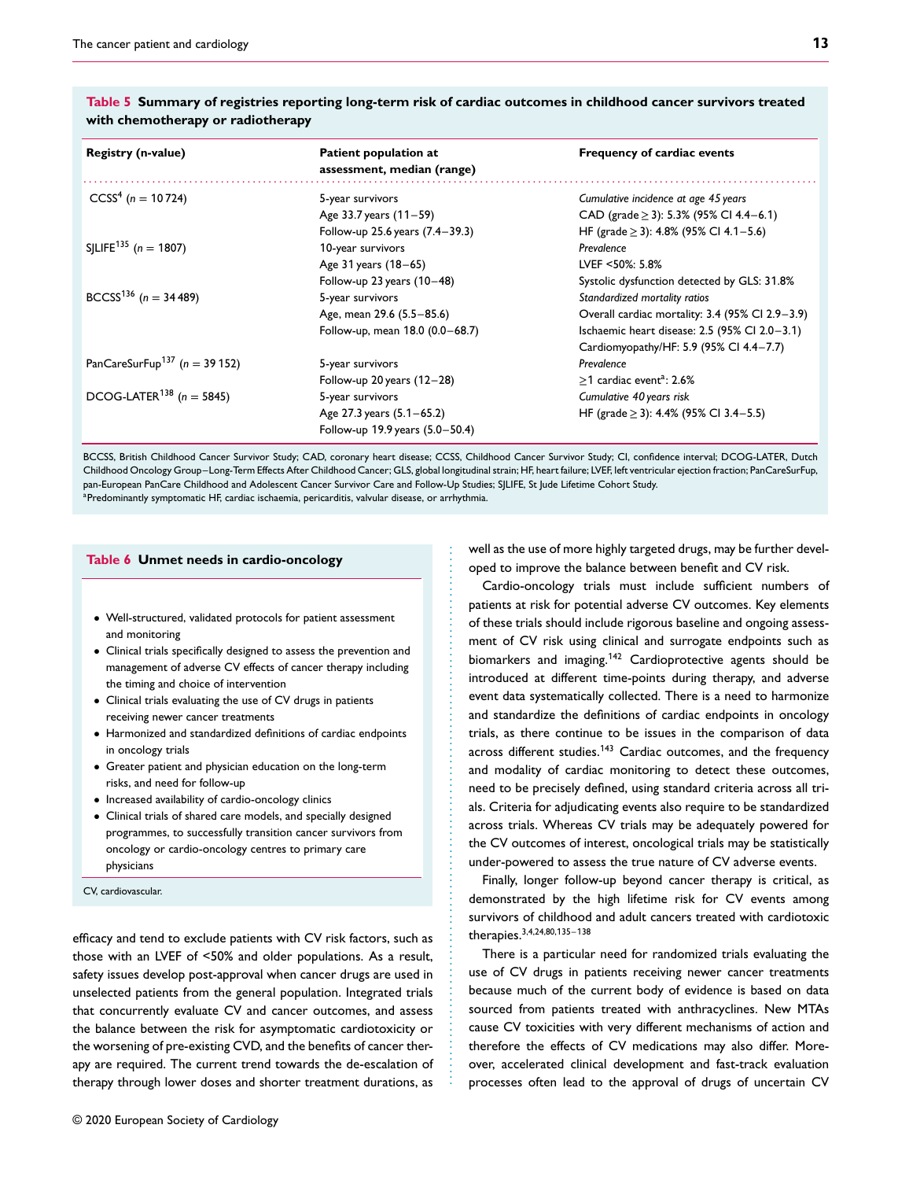**Table 5 Summary of registries reporting long-term risk of cardiac outcomes in childhood cancer survivors treated with chemotherapy or radiotherapy**

| Registry (n-value) | Patient population at assessment, median (range) | Frequency of cardiac events |
|---|---|---|
| CCSS[4] (n = 10 724) | 5-year survivors | *Cumulative incidence at age 45 years* |
| | Age 33.7 years (11–59) | CAD (grade ≥ 3): 5.3% (95% CI 4.4–6.1) |
| | Follow-up 25.6 years (7.4–39.3) | HF (grade ≥ 3): 4.8% (95% CI 4.1–5.6) |
| SJLIFE[135] (n = 1807) | 10-year survivors | *Prevalence* |
| | Age 31 years (18–65) | LVEF <50%: 5.8% |
| | Follow-up 23 years (10–48) | Systolic dysfunction detected by GLS: 31.8% |
| BCCSS[136] (n = 34 489) | 5-year survivors | *Standardized mortality ratios* |
| | Age, mean 29.6 (5.5–85.6) | Overall cardiac mortality: 3.4 (95% CI 2.9–3.9) |
| | Follow-up, mean 18.0 (0.0–68.7) | Ischaemic heart disease: 2.5 (95% CI 2.0–3.1) |
| | | Cardiomyopathy/HF: 5.9 (95% CI 4.4–7.7) |
| PanCareSurFup[137] (n = 39 152) | 5-year survivors | *Prevalence* |
| | Follow-up 20 years (12–28) | ≥1 cardiac event[a]: 2.6% |
| DCOG-LATER[138] (n = 5845) | 5-year survivors | *Cumulative 40 years risk* |
| | Age 27.3 years (5.1–65.2) | HF (grade ≥ 3): 4.4% (95% CI 3.4–5.5) |
| | Follow-up 19.9 years (5.0–50.4) | |

BCCSS, British Childhood Cancer Survivor Study; CAD, coronary heart disease; CCSS, Childhood Cancer Survivor Study; CI, confidence interval; DCOG-LATER, Dutch Childhood Oncology Group–Long-Term Effects After Childhood Cancer; GLS, global longitudinal strain; HF, heart failure; LVEF, left ventricular ejection fraction; PanCareSurFup, pan-European PanCare Childhood and Adolescent Cancer Survivor Care and Follow-Up Studies; SJLIFE, St Jude Lifetime Cohort Study.
[a]Predominantly symptomatic HF, cardiac ischaemia, pericarditis, valvular disease, or arrhythmia.

**Table 6 Unmet needs in cardio-oncology**

- Well-structured, validated protocols for patient assessment and monitoring
- Clinical trials specifically designed to assess the prevention and management of adverse CV effects of cancer therapy including the timing and choice of intervention
- Clinical trials evaluating the use of CV drugs in patients receiving newer cancer treatments
- Harmonized and standardized definitions of cardiac endpoints in oncology trials
- Greater patient and physician education on the long-term risks, and need for follow-up
- Increased availability of cardio-oncology clinics
- Clinical trials of shared care models, and specially designed programmes, to successfully transition cancer survivors from oncology or cardio-oncology centres to primary care physicians

CV, cardiovascular.

efficacy and tend to exclude patients with CV risk factors, such as those with an LVEF of <50% and older populations. As a result, safety issues develop post-approval when cancer drugs are used in unselected patients from the general population. Integrated trials that concurrently evaluate CV and cancer outcomes, and assess the balance between the risk for asymptomatic cardiotoxicity or the worsening of pre-existing CVD, and the benefits of cancer therapy are required. The current trend towards the de-escalation of therapy through lower doses and shorter treatment durations, as well as the use of more highly targeted drugs, may be further developed to improve the balance between benefit and CV risk.

Cardio-oncology trials must include sufficient numbers of patients at risk for potential adverse CV outcomes. Key elements of these trials should include rigorous baseline and ongoing assessment of CV risk using clinical and surrogate endpoints such as biomarkers and imaging.[142] Cardioprotective agents should be introduced at different time-points during therapy, and adverse event data systematically collected. There is a need to harmonize and standardize the definitions of cardiac endpoints in oncology trials, as there continue to be issues in the comparison of data across different studies.[143] Cardiac outcomes, and the frequency and modality of cardiac monitoring to detect these outcomes, need to be precisely defined, using standard criteria across all trials. Criteria for adjudicating events also require to be standardized across trials. Whereas CV trials may be adequately powered for the CV outcomes of interest, oncological trials may be statistically under-powered to assess the true nature of CV adverse events.

Finally, longer follow-up beyond cancer therapy is critical, as demonstrated by the high lifetime risk for CV events among survivors of childhood and adult cancers treated with cardiotoxic therapies.[3,4,24,80,135–138]

There is a particular need for randomized trials evaluating the use of CV drugs in patients receiving newer cancer treatments because much of the current body of evidence is based on data sourced from patients treated with anthracyclines. New MTAs cause CV toxicities with very different mechanisms of action and therefore the effects of CV medications may also differ. Moreover, accelerated clinical development and fast-track evaluation processes often lead to the approval of drugs of uncertain CV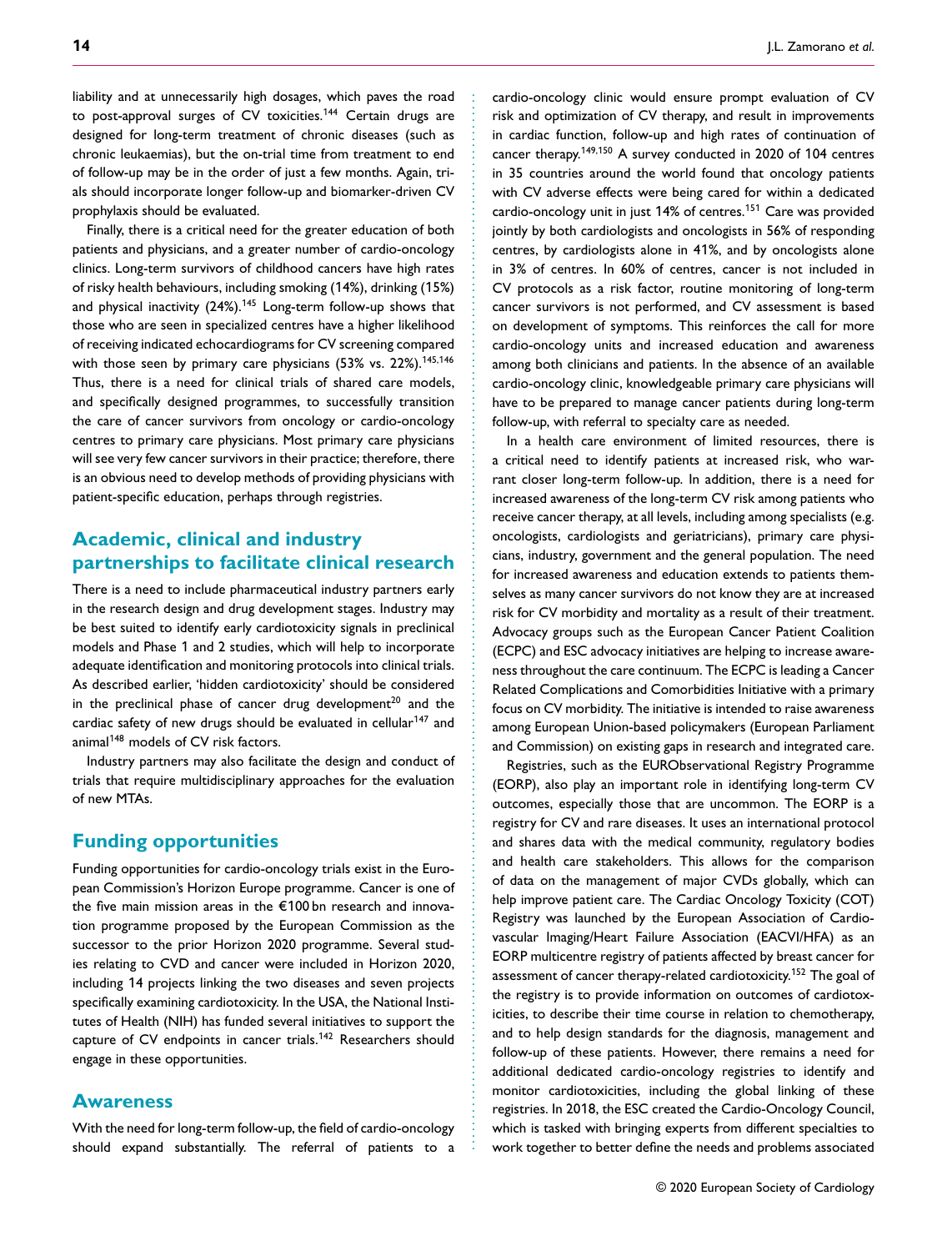liability and at unnecessarily high dosages, which paves the road to post-approval surges of CV toxicities.[144] Certain drugs are designed for long-term treatment of chronic diseases (such as chronic leukaemias), but the on-trial time from treatment to end of follow-up may be in the order of just a few months. Again, trials should incorporate longer follow-up and biomarker-driven CV prophylaxis should be evaluated.

Finally, there is a critical need for the greater education of both patients and physicians, and a greater number of cardio-oncology clinics. Long-term survivors of childhood cancers have high rates of risky health behaviours, including smoking (14%), drinking (15%) and physical inactivity (24%).[145] Long-term follow-up shows that those who are seen in specialized centres have a higher likelihood of receiving indicated echocardiograms for CV screening compared with those seen by primary care physicians (53% vs. 22%).[145,146] Thus, there is a need for clinical trials of shared care models, and specifically designed programmes, to successfully transition the care of cancer survivors from oncology or cardio-oncology centres to primary care physicians. Most primary care physicians will see very few cancer survivors in their practice; therefore, there is an obvious need to develop methods of providing physicians with patient-specific education, perhaps through registries.

## Academic, clinical and industry partnerships to facilitate clinical research

There is a need to include pharmaceutical industry partners early in the research design and drug development stages. Industry may be best suited to identify early cardiotoxicity signals in preclinical models and Phase 1 and 2 studies, which will help to incorporate adequate identification and monitoring protocols into clinical trials. As described earlier, 'hidden cardiotoxicity' should be considered in the preclinical phase of cancer drug development[20] and the cardiac safety of new drugs should be evaluated in cellular[147] and animal[148] models of CV risk factors.

Industry partners may also facilitate the design and conduct of trials that require multidisciplinary approaches for the evaluation of new MTAs.

## Funding opportunities

Funding opportunities for cardio-oncology trials exist in the European Commission's Horizon Europe programme. Cancer is one of the five main mission areas in the €100 bn research and innovation programme proposed by the European Commission as the successor to the prior Horizon 2020 programme. Several studies relating to CVD and cancer were included in Horizon 2020, including 14 projects linking the two diseases and seven projects specifically examining cardiotoxicity. In the USA, the National Institutes of Health (NIH) has funded several initiatives to support the capture of CV endpoints in cancer trials.[142] Researchers should engage in these opportunities.

## Awareness

With the need for long-term follow-up, the field of cardio-oncology should expand substantially. The referral of patients to a cardio-oncology clinic would ensure prompt evaluation of CV risk and optimization of CV therapy, and result in improvements in cardiac function, follow-up and high rates of continuation of cancer therapy.[149,150] A survey conducted in 2020 of 104 centres in 35 countries around the world found that oncology patients with CV adverse effects were being cared for within a dedicated cardio-oncology unit in just 14% of centres.[151] Care was provided jointly by both cardiologists and oncologists in 56% of responding centres, by cardiologists alone in 41%, and by oncologists alone in 3% of centres. In 60% of centres, cancer is not included in CV protocols as a risk factor, routine monitoring of long-term cancer survivors is not performed, and CV assessment is based on development of symptoms. This reinforces the call for more cardio-oncology units and increased education and awareness among both clinicians and patients. In the absence of an available cardio-oncology clinic, knowledgeable primary care physicians will have to be prepared to manage cancer patients during long-term follow-up, with referral to specialty care as needed.

In a health care environment of limited resources, there is a critical need to identify patients at increased risk, who warrant closer long-term follow-up. In addition, there is a need for increased awareness of the long-term CV risk among patients who receive cancer therapy, at all levels, including among specialists (e.g. oncologists, cardiologists and geriatricians), primary care physicians, industry, government and the general population. The need for increased awareness and education extends to patients themselves as many cancer survivors do not know they are at increased risk for CV morbidity and mortality as a result of their treatment. Advocacy groups such as the European Cancer Patient Coalition (ECPC) and ESC advocacy initiatives are helping to increase awareness throughout the care continuum. The ECPC is leading a Cancer Related Complications and Comorbidities Initiative with a primary focus on CV morbidity. The initiative is intended to raise awareness among European Union-based policymakers (European Parliament and Commission) on existing gaps in research and integrated care.

Registries, such as the EURObservational Registry Programme (EORP), also play an important role in identifying long-term CV outcomes, especially those that are uncommon. The EORP is a registry for CV and rare diseases. It uses an international protocol and shares data with the medical community, regulatory bodies and health care stakeholders. This allows for the comparison of data on the management of major CVDs globally, which can help improve patient care. The Cardiac Oncology Toxicity (COT) Registry was launched by the European Association of Cardiovascular Imaging/Heart Failure Association (EACVI/HFA) as an EORP multicentre registry of patients affected by breast cancer for assessment of cancer therapy-related cardiotoxicity.[152] The goal of the registry is to provide information on outcomes of cardiotoxicities, to describe their time course in relation to chemotherapy, and to help design standards for the diagnosis, management and follow-up of these patients. However, there remains a need for additional dedicated cardio-oncology registries to identify and monitor cardiotoxicities, including the global linking of these registries. In 2018, the ESC created the Cardio-Oncology Council, which is tasked with bringing experts from different specialties to work together to better define the needs and problems associated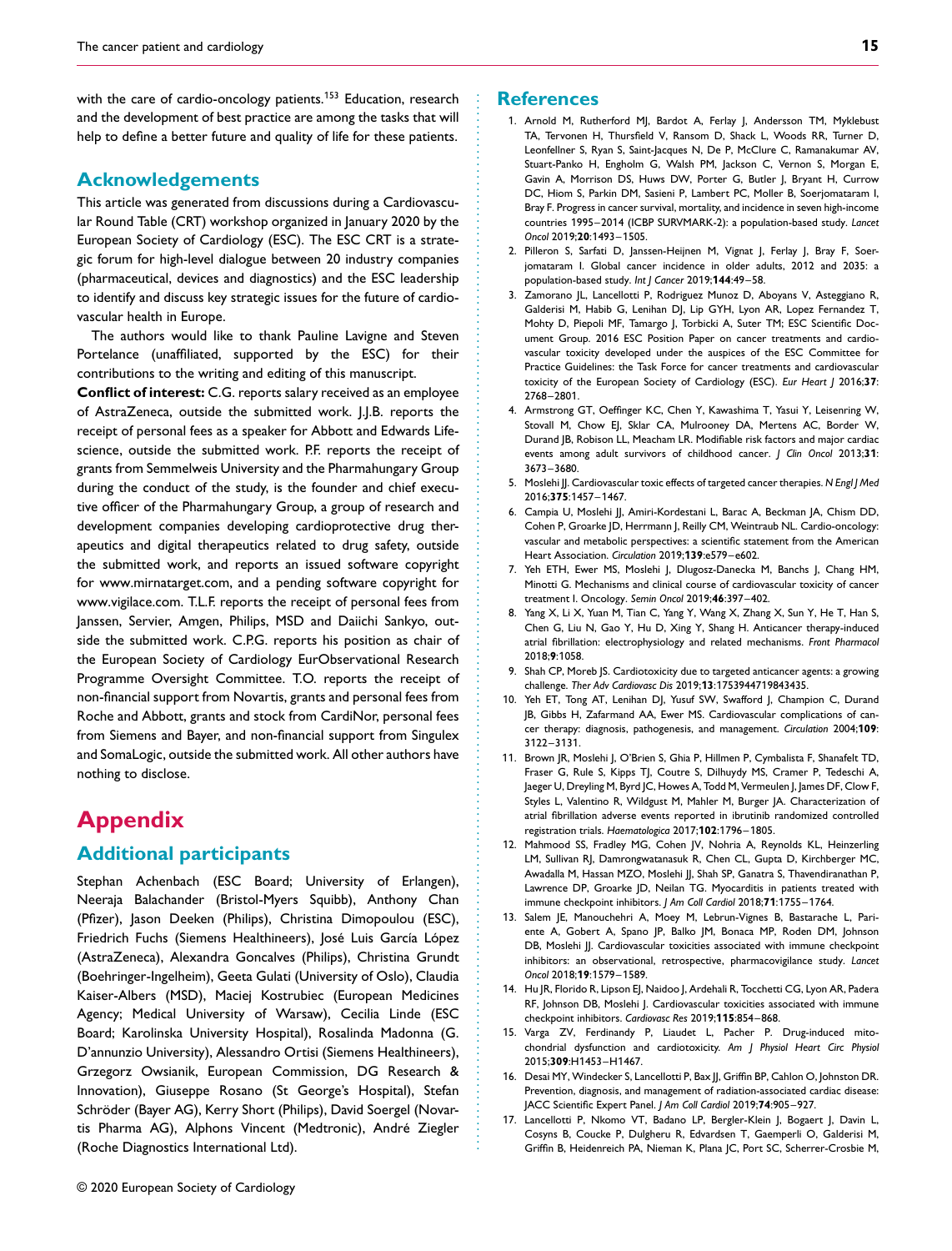with the care of cardio-oncology patients.[153] Education, research and the development of best practice are among the tasks that will help to define a better future and quality of life for these patients.

## Acknowledgements

This article was generated from discussions during a Cardiovascular Round Table (CRT) workshop organized in January 2020 by the European Society of Cardiology (ESC). The ESC CRT is a strategic forum for high-level dialogue between 20 industry companies (pharmaceutical, devices and diagnostics) and the ESC leadership to identify and discuss key strategic issues for the future of cardiovascular health in Europe.

The authors would like to thank Pauline Lavigne and Steven Portelance (unaffiliated, supported by the ESC) for their contributions to the writing and editing of this manuscript.

**Conflict of interest:** C.G. reports salary received as an employee of AstraZeneca, outside the submitted work. J.J.B. reports the receipt of personal fees as a speaker for Abbott and Edwards Lifescience, outside the submitted work. P.F. reports the receipt of grants from Semmelweis University and the Pharmahungary Group during the conduct of the study, is the founder and chief executive officer of the Pharmahungary Group, a group of research and development companies developing cardioprotective drug therapeutics and digital therapeutics related to drug safety, outside the submitted work, and reports an issued software copyright for www.mirnatarget.com, and a pending software copyright for www.vigilace.com. T.L.F. reports the receipt of personal fees from Janssen, Servier, Amgen, Philips, MSD and Daiichi Sankyo, outside the submitted work. C.P.G. reports his position as chair of the European Society of Cardiology EurObservational Research Programme Oversight Committee. T.O. reports the receipt of non-financial support from Novartis, grants and personal fees from Roche and Abbott, grants and stock from CardiNor, personal fees from Siemens and Bayer, and non-financial support from Singulex and SomaLogic, outside the submitted work. All other authors have nothing to disclose.

# Appendix

## Additional participants

Stephan Achenbach (ESC Board; University of Erlangen), Neeraja Balachander (Bristol-Myers Squibb), Anthony Chan (Pfizer), Jason Deeken (Philips), Christina Dimopoulou (ESC), Friedrich Fuchs (Siemens Healthineers), José Luis García López (AstraZeneca), Alexandra Goncalves (Philips), Christina Grundt (Boehringer-Ingelheim), Geeta Gulati (University of Oslo), Claudia Kaiser-Albers (MSD), Maciej Kostrubiec (European Medicines Agency; Medical University of Warsaw), Cecilia Linde (ESC Board; Karolinska University Hospital), Rosalinda Madonna (G. D'annunzio University), Alessandro Ortisi (Siemens Healthineers), Grzegorz Owsianik, European Commission, DG Research & Innovation), Giuseppe Rosano (St George's Hospital), Stefan Schröder (Bayer AG), Kerry Short (Philips), David Soergel (Novartis Pharma AG), Alphons Vincent (Medtronic), André Ziegler (Roche Diagnostics International Ltd).

## References

1. Arnold M, Rutherford MJ, Bardot A, Ferlay J, Andersson TM, Myklebust TA, Tervonen H, Thursfield V, Ransom D, Shack L, Woods RR, Turner D, Leonfellner S, Ryan S, Saint-Jacques N, De P, McClure C, Ramanakumar AV, Stuart-Panko H, Engholm G, Walsh PM, Jackson C, Vernon S, Morgan E, Gavin A, Morrison DS, Huws DW, Porter G, Butler J, Bryant H, Currow DC, Hiom S, Parkin DM, Sasieni P, Lambert PC, Moller B, Soerjomataram I, Bray F. Progress in cancer survival, mortality, and incidence in seven high-income countries 1995–2014 (ICBP SURVMARK-2): a population-based study. *Lancet Oncol* 2019;**20**:1493–1505.
2. Pilleron S, Sarfati D, Janssen-Heijnen M, Vignat J, Ferlay J, Bray F, Soerjomataram I. Global cancer incidence in older adults, 2012 and 2035: a population-based study. *Int J Cancer* 2019;**144**:49–58.
3. Zamorano JL, Lancellotti P, Rodriguez Munoz D, Aboyans V, Asteggiano R, Galderisi M, Habib G, Lenihan DJ, Lip GYH, Lyon AR, Lopez Fernandez T, Mohty D, Piepoli MF, Tamargo J, Torbicki A, Suter TM; ESC Scientific Document Group. 2016 ESC Position Paper on cancer treatments and cardiovascular toxicity developed under the auspices of the ESC Committee for Practice Guidelines: the Task Force for cancer treatments and cardiovascular toxicity of the European Society of Cardiology (ESC). *Eur Heart J* 2016;**37**: 2768–2801.
4. Armstrong GT, Oeffinger KC, Chen Y, Kawashima T, Yasui Y, Leisenring W, Stovall M, Chow EJ, Sklar CA, Mulrooney DA, Mertens AC, Border W, Durand JB, Robison LL, Meacham LR. Modifiable risk factors and major cardiac events among adult survivors of childhood cancer. *J Clin Oncol* 2013;**31**: 3673–3680.
5. Moslehi JJ. Cardiovascular toxic effects of targeted cancer therapies. *N Engl J Med* 2016;**375**:1457–1467.
6. Campia U, Moslehi JJ, Amiri-Kordestani L, Barac A, Beckman JA, Chism DD, Cohen P, Groarke JD, Herrmann J, Reilly CM, Weintraub NL. Cardio-oncology: vascular and metabolic perspectives: a scientific statement from the American Heart Association. *Circulation* 2019;**139**:e579–e602.
7. Yeh ETH, Ewer MS, Moslehi J, Dlugosz-Danecka M, Banchs J, Chang HM, Minotti G. Mechanisms and clinical course of cardiovascular toxicity of cancer treatment I. Oncology. *Semin Oncol* 2019;**46**:397–402.
8. Yang X, Li X, Yuan M, Tian C, Yang Y, Wang X, Zhang X, Sun Y, He T, Han S, Chen G, Liu N, Gao Y, Hu D, Xing Y, Shang H. Anticancer therapy-induced atrial fibrillation: electrophysiology and related mechanisms. *Front Pharmacol* 2018;**9**:1058.
9. Shah CP, Moreb JS. Cardiotoxicity due to targeted anticancer agents: a growing challenge. *Ther Adv Cardiovasc Dis* 2019;**13**:1753944719843435.
10. Yeh ET, Tong AT, Lenihan DJ, Yusuf SW, Swafford J, Champion C, Durand JB, Gibbs H, Zafarmand AA, Ewer MS. Cardiovascular complications of cancer therapy: diagnosis, pathogenesis, and management. *Circulation* 2004;**109**: 3122–3131.
11. Brown JR, Moslehi J, O'Brien S, Ghia P, Hillmen P, Cymbalista F, Shanafelt TD, Fraser G, Rule S, Kipps TJ, Coutre S, Dilhuydy MS, Cramer P, Tedeschi A, Jaeger U, Dreyling M, Byrd JC, Howes A, Todd M, Vermeulen J, James DF, Clow F, Styles L, Valentino R, Wildgust M, Mahler M, Burger JA. Characterization of atrial fibrillation adverse events reported in ibrutinib randomized controlled registration trials. *Haematologica* 2017;**102**:1796–1805.
12. Mahmood SS, Fradley MG, Cohen JV, Nohria A, Reynolds KL, Heinzerling LM, Sullivan RJ, Damrongwatanasuk R, Chen CL, Gupta D, Kirchberger MC, Awadalla M, Hassan MZO, Moslehi JJ, Shah SP, Ganatra S, Thavendiranathan P, Lawrence DP, Groarke JD, Neilan TG. Myocarditis in patients treated with immune checkpoint inhibitors. *J Am Coll Cardiol* 2018;**71**:1755–1764.
13. Salem JE, Manouchehri A, Moey M, Lebrun-Vignes B, Bastarache L, Pariente A, Gobert A, Spano JP, Balko JM, Bonaca MP, Roden DM, Johnson DB, Moslehi JJ. Cardiovascular toxicities associated with immune checkpoint inhibitors: an observational, retrospective, pharmacovigilance study. *Lancet Oncol* 2018;**19**:1579–1589.
14. Hu JR, Florido R, Lipson EJ, Naidoo J, Ardehali R, Tocchetti CG, Lyon AR, Padera RF, Johnson DB, Moslehi J. Cardiovascular toxicities associated with immune checkpoint inhibitors. *Cardiovasc Res* 2019;**115**:854–868.
15. Varga ZV, Ferdinandy P, Liaudet L, Pacher P. Drug-induced mitochondrial dysfunction and cardiotoxicity. *Am J Physiol Heart Circ Physiol* 2015;**309**:H1453–H1467.
16. Desai MY, Windecker S, Lancellotti P, Bax JJ, Griffin BP, Cahlon O, Johnston DR. Prevention, diagnosis, and management of radiation-associated cardiac disease: JACC Scientific Expert Panel. *J Am Coll Cardiol* 2019;**74**:905–927.
17. Lancellotti P, Nkomo VT, Badano LP, Bergler-Klein J, Bogaert J, Davin L, Cosyns B, Coucke P, Dulgheru R, Edvardsen T, Gaemperli O, Galderisi M, Griffin B, Heidenreich PA, Nieman K, Plana JC, Port SC, Scherrer-Crosbie M,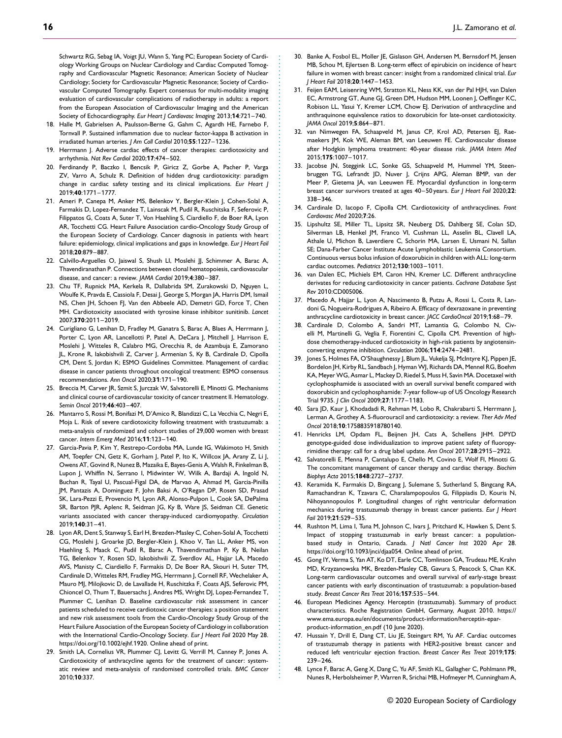Schwartz RG, Sebag IA, Voigt JU, Wann S, Yang PC; European Society of Cardiology Working Groups on Nuclear Cardiology and Cardiac Computed Tomography and Cardiovascular Magnetic Resonance; American Society of Nuclear Cardiology; Society for Cardiovascular Magnetic Resonance; Society of Cardiovascular Computed Tomography. Expert consensus for multi-modality imaging evaluation of cardiovascular complications of radiotherapy in adults: a report from the European Association of Cardiovascular Imaging and the American Society of Echocardiography. *Eur Heart J Cardiovasc Imaging* 2013;**14**:721–740.

18. Halle M, Gabrielsen A, Paulsson-Berne G, Gahm C, Agardh HE, Farnebo F, Tornvall P. Sustained inflammation due to nuclear factor-kappa B activation in irradiated human arteries. *J Am Coll Cardiol* 2010;**55**:1227–1236.
19. Herrmann J. Adverse cardiac effects of cancer therapies: cardiotoxicity and arrhythmia. *Nat Rev Cardiol* 2020;**17**:474–502.
20. Ferdinandy P, Baczko I, Bencsik P, Giricz Z, Gorbe A, Pacher P, Varga ZV, Varro A, Schulz R. Definition of hidden drug cardiotoxicity: paradigm change in cardiac safety testing and its clinical implications. *Eur Heart J* 2019;**40**:1771–1777.
21. Ameri P, Canepa M, Anker MS, Belenkov Y, Bergler-Klein J, Cohen-Solal A, Farmakis D, Lopez-Fernandez T, Lainscak M, Pudil R, Ruschitska F, Seferovic P, Filippatos G, Coats A, Suter T, Von Haehling S, Ciardiello F, de Boer RA, Lyon AR, Tocchetti CG. Heart Failure Association cardio-Oncology Study Group of the European Society of Cardiology. Cancer diagnosis in patients with heart failure: epidemiology, clinical implications and gaps in knowledge. *Eur J Heart Fail* 2018;**20**:879–887.
22. Calvillo-Arguelles O, Jaiswal S, Shush LI, Moslehi JJ, Schimmer A, Barac A, Thavendiranathan P. Connections between clonal hematopoiesis, cardiovascular disease, and cancer: a review. *JAMA Cardiol* 2019;**4**:380–387.
23. Chu TF, Rupnick MA, Kerkela R, Dallabrida SM, Zurakowski D, Nguyen L, Woulfe K, Pravda E, Cassiola F, Desai J, George S, Morgan JA, Harris DM, Ismail NS, Chen JH, Schoen FJ, Van den Abbeele AD, Demetri GD, Force T, Chen MH. Cardiotoxicity associated with tyrosine kinase inhibitor sunitinib. *Lancet* 2007;**370**:2011–2019.
24. Curigliano G, Lenihan D, Fradley M, Ganatra S, Barac A, Blaes A, Herrmann J, Porter C, Lyon AR, Lancellotti P, Patel A, DeCara J, Mitchell J, Harrison E, Moslehi J, Witteles R, Calabro MG, Orecchia R, de Azambuja E, Zamorano JL, Krone R, Iakobishvili Z, Carver J, Armenian S, Ky B, Cardinale D, Cipolla CM, Dent S, Jordan K; ESMO Guidelines Committee. Management of cardiac disease in cancer patients throughout oncological treatment: ESMO consensus recommendations. *Ann Oncol* 2020;**31**:171–190.
25. Breccia M, Carver JR, Szmit S, Jurczak W, Salvatorelli E, Minotti G. Mechanisms and clinical course of cardiovascular toxicity of cancer treatment II. Hematology. *Semin Oncol* 2019;**46**:403–407.
26. Mantarro S, Rossi M, Bonifazi M, D'Amico R, Blandizzi C, La Vecchia C, Negri E, Moja L. Risk of severe cardiotoxicity following treatment with trastuzumab: a meta-analysis of randomized and cohort studies of 29,000 women with breast cancer. *Intern Emerg Med* 2016;**11**:123–140.
27. Garcia-Pavia P, Kim Y, Restrepo-Cordoba MA, Lunde IG, Wakimoto H, Smith AM, Toepfer CN, Getz K, Gorham J, Patel P, Ito K, Willcox JA, Arany Z, Li J, Owens AT, Govind R, Nunez B, Mazaika E, Bayes-Genis A, Walsh R, Finkelman B, Lupon J, Whiffin N, Serrano I, Midwinter W, Wilk A, Bardaji A, Ingold N, Buchan R, Tayal U, Pascual-Figal DA, de Marvao A, Ahmad M, Garcia-Pinilla JM, Pantazis A, Dominguez F, John Baksi A, O'Regan DP, Rosen SD, Prasad SK, Lara-Pezzi E, Provencio M, Lyon AR, Alonso-Pulpon L, Cook SA, DePalma SR, Barton PJR, Aplenc R, Seidman JG, Ky B, Ware JS, Seidman CE. Genetic variants associated with cancer therapy-induced cardiomyopathy. *Circulation* 2019;**140**:31–41.
28. Lyon AR, Dent S, Stanway S, Earl H, Brezden-Masley C, Cohen-Solal A, Tocchetti CG, Moslehi J, Groarke JD, Bergler-Klein J, Khoo V, Tan LL, Anker MS, von Haehling S, Maack C, Pudil R, Barac A, Thavendirnathan P, Ky B, Neilan TG, Belenkov Y, Rosen SD, Iakobishvili Z, Sverdlov AL, Hajjar LA, Macedo AVS, Manisty C, Ciardiello F, Farmakis D, De Boer RA, Skouri H, Suter TM, Cardinale D, Witteles RM, Fradley MG, Herrmann J, Cornell RF, Wechelaker A, Mauro MJ, Milojkovic D, de Lavallade H, Ruschitzka F, Coats AJS, Seferovic PM, Chioncel O, Thum T, Bauersachs J, Andres MS, Wright DJ, Lopez-Fernandez T, Plummer C, Lenihan D. Baseline cardiovascular risk assessment in cancer patients scheduled to receive cardiotoxic cancer therapies: a position statement and new risk assessment tools from the Cardio-Oncology Study Group of the Heart Failure Association of the European Society of Cardiology in collaboration with the International Cardio-Oncology Society. *Eur J Heart Fail* 2020 May 28. https://doi.org/10.1002/ejhf.1920. Online ahead of print.
29. Smith LA, Cornelius VR, Plummer CJ, Levitt G, Verrill M, Canney P, Jones A. Cardiotoxicity of anthracycline agents for the treatment of cancer: systematic review and meta-analysis of randomised controlled trials. *BMC Cancer* 2010;**10**:337.
30. Banke A, Fosbol EL, Moller JE, Gislason GH, Andersen M, Bernsdorf M, Jensen MB, Schou M, Ejlertsen B. Long-term effect of epirubicin on incidence of heart failure in women with breast cancer: insight from a randomized clinical trial. *Eur J Heart Fail* 2018;**20**:1447–1453.
31. Feijen EAM, Leisenring WM, Stratton KL, Ness KK, van der Pal HJH, van Dalen EC, Armstrong GT, Aune GJ, Green DM, Hudson MM, Loonen J, Oeffinger KC, Robison LL, Yasui Y, Kremer LCM, Chow EJ. Derivation of anthracycline and anthraquinone equivalence ratios to doxorubicin for late-onset cardiotoxicity. *JAMA Oncol* 2019;**5**:864–871.
32. van Nimwegen FA, Schaapveld M, Janus CP, Krol AD, Petersen EJ, Raemaekers JM, Kok WE, Aleman BM, van Leeuwen FE. Cardiovascular disease after Hodgkin lymphoma treatment: 40-year disease risk. *JAMA Intern Med* 2015;**175**:1007–1017.
33. Jacobse JN, Steggink LC, Sonke GS, Schaapveld M, Hummel YM, Steenbruggen TG, Lefrandt JD, Nuver J, Crijns APG, Aleman BMP, van der Meer P, Gietema JA, van Leeuwen FE. Myocardial dysfunction in long-term breast cancer survivors treated at ages 40–50 years. *Eur J Heart Fail* 2020;**22**: 338–346.
34. Cardinale D, Iacopo F, Cipolla CM. Cardiotoxicity of anthracyclines. *Front Cardiovasc Med* 2020;**7**:26.
35. Lipshultz SE, Miller TL, Lipsitz SR, Neuberg DS, Dahlberg SE, Colan SD, Silverman LB, Henkel JM, Franco VI, Cushman LL, Asselin BL, Clavell LA, Athale U, Michon B, Laverdiere C, Schorin MA, Larsen E, Usmani N, Sallan SE; Dana-Farber Cancer Institute Acute Lymphoblastic Leukemia Consortium. Continuous versus bolus infusion of doxorubicin in children with ALL: long-term cardiac outcomes. *Pediatrics* 2012;**130**:1003–1011.
36. van Dalen EC, Michiels EM, Caron HN, Kremer LC. Different anthracycline derivates for reducing cardiotoxicity in cancer patients. *Cochrane Database Syst Rev* 2010:CD005006.
37. Macedo A, Hajjar L, Lyon A, Nascimento B, Putzu A, Rossi L, Costa R, Landoni G, Nogueira-Rodrigues A, Ribeiro A. Efficacy of dexrazoxane in preventing anthracycline cardiotoxicity in breast cancer. *JACC CardioOncol* 2019;**1**:68–79.
38. Cardinale D, Colombo A, Sandri MT, Lamantia G, Colombo N, Civelli M, Martinelli G, Veglia F, Fiorentini C, Cipolla CM. Prevention of high-dose chemotherapy-induced cardiotoxicity in high-risk patients by angiotensin-converting enzyme inhibition. *Circulation* 2006;**114**:2474–2481.
39. Jones S, Holmes FA, O'Shaughnessy J, Blum JL, Vukelja SJ, McIntyre KJ, Pippen JE, Bordelon JH, Kirby RL, Sandbach J, Hyman WJ, Richards DA, Mennel RG, Boehm KA, Meyer WG, Asmar L, Mackey D, Riedel S, Muss H, Savin MA. Docetaxel with cyclophosphamide is associated with an overall survival benefit compared with doxorubicin and cyclophosphamide: 7-year follow-up of US Oncology Research Trial 9735. *J Clin Oncol* 2009;**27**:1177–1183.
40. Sara JD, Kaur J, Khodadadi R, Rehman M, Lobo R, Chakrabarti S, Herrmann J, Lerman A, Grothey A. 5-fluorouracil and cardiotoxicity: a review. *Ther Adv Med Oncol* 2018;**10**:1758835918780140.
41. Henricks LM, Opdam FL, Beijnen JH, Cats A, Schellens JHM. DPYD genotype-guided dose individualization to improve patient safety of fluoropyrimidine therapy: call for a drug label update. *Ann Oncol* 2017;**28**:2915–2922.
42. Salvatorelli E, Menna P, Cantalupo E, Chello M, Covino E, Wolf FI, Minotti G. The concomitant management of cancer therapy and cardiac therapy. *Biochim Biophys Acta* 2015;**1848**:2727–2737.
43. Keramida K, Farmakis D, Bingcang J, Sulemane S, Sutherland S, Bingcang RA, Ramachandran K, Tzavara C, Charalampopoulos G, Filippiadis D, Kouris N, Nihoyannopoulos P. Longitudinal changes of right ventricular deformation mechanics during trastuzumab therapy in breast cancer patients. *Eur J Heart Fail* 2019;**21**:529–535.
44. Rushton M, Lima I, Tuna M, Johnson C, Ivars J, Pritchard K, Hawken S, Dent S. Impact of stopping trastuzumab in early breast cancer: a population-based study in Ontario, Canada. *J Natl Cancer Inst* 2020 Apr 28. https://doi.org/10.1093/jnci/djaa054. Online ahead of print.
45. Gong IY, Verma S, Yan AT, Ko DT, Earle CC, Tomlinson GA, Trudeau ME, Krahn MD, Krzyzanowska MK, Brezden-Masley CB, Gavura S, Peacock S, Chan KK. Long-term cardiovascular outcomes and overall survival of early-stage breast cancer patients with early discontinuation of trastuzumab: a population-based study. *Breast Cancer Res Treat* 2016;**157**:535–544.
46. European Medicines Agency. Herceptin (trastuzumab). Summary of product characteristics. Roche Registration GmbH, Germany, August 2010. https://www.ema.europa.eu/en/documents/product-information/herceptin-epar-product-information_en.pdf (10 June 2020).
47. Hussain Y, Drill E, Dang CT, Liu JE, Steingart RM, Yu AF. Cardiac outcomes of trastuzumab therapy in patients with HER2-positive breast cancer and reduced left ventricular ejection fraction. *Breast Cancer Res Treat* 2019;**175**: 239–246.
48. Lynce F, Barac A, Geng X, Dang C, Yu AF, Smith KL, Gallagher C, Pohlmann PR, Nunes R, Herbolsheimer P, Warren R, Srichai MB, Hofmeyer M, Cunningham A,

© 2020 European Society of Cardiology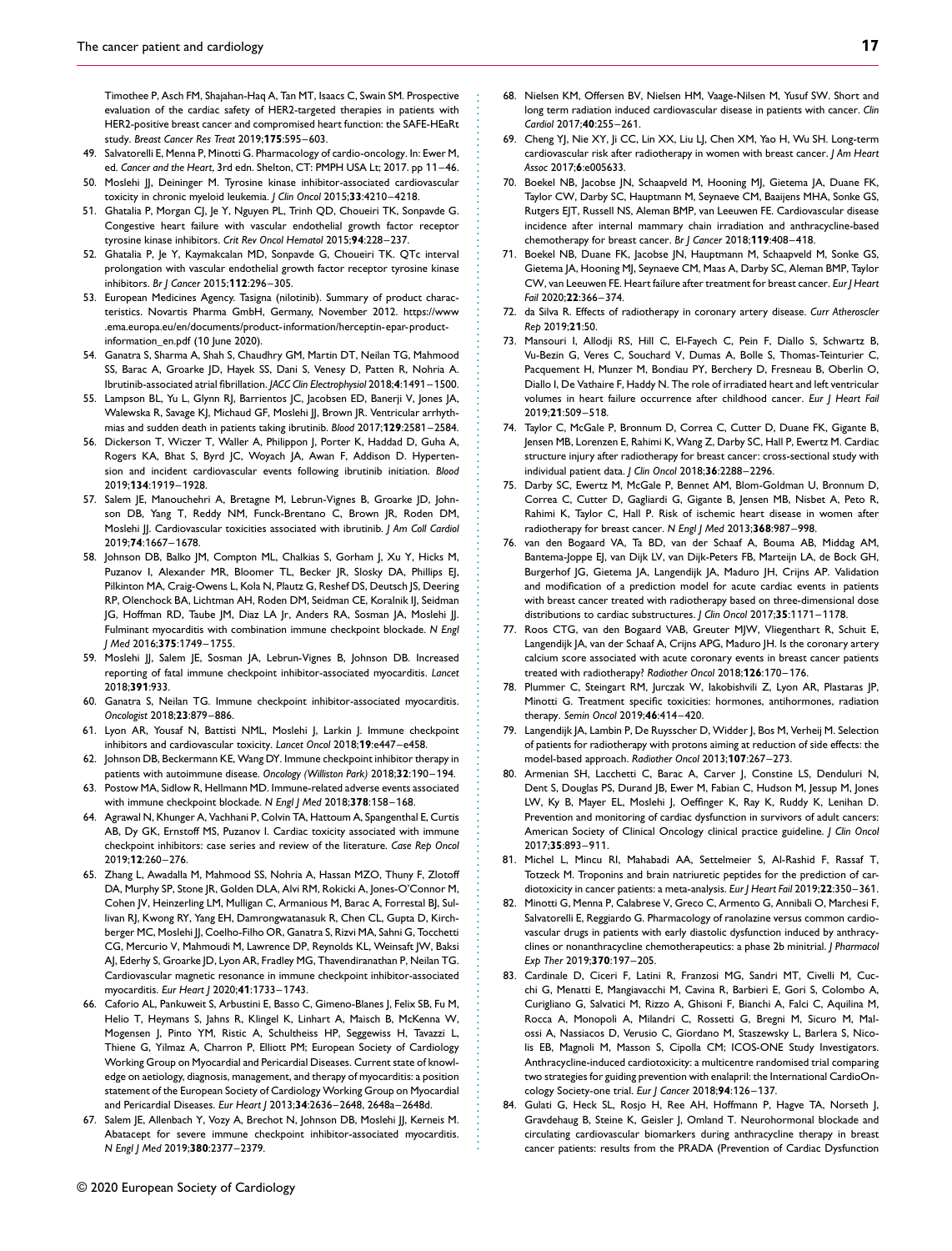Timothee P, Asch FM, Shajahan-Haq A, Tan MT, Isaacs C, Swain SM. Prospective evaluation of the cardiac safety of HER2-targeted therapies in patients with HER2-positive breast cancer and compromised heart function: the SAFE-HEaRt study. *Breast Cancer Res Treat* 2019;**175**:595–603.

49. Salvatorelli E, Menna P, Minotti G. Pharmacology of cardio-oncology. In: Ewer M, ed. *Cancer and the Heart*, 3rd edn. Shelton, CT: PMPH USA Lt; 2017. pp 11–46.
50. Moslehi JJ, Deininger M. Tyrosine kinase inhibitor-associated cardiovascular toxicity in chronic myeloid leukemia. *J Clin Oncol* 2015;**33**:4210–4218.
51. Ghatalia P, Morgan CJ, Je Y, Nguyen PL, Trinh QD, Choueiri TK, Sonpavde G. Congestive heart failure with vascular endothelial growth factor receptor tyrosine kinase inhibitors. *Crit Rev Oncol Hematol* 2015;**94**:228–237.
52. Ghatalia P, Je Y, Kaymakcalan MD, Sonpavde G, Choueiri TK. QTc interval prolongation with vascular endothelial growth factor receptor tyrosine kinase inhibitors. *Br J Cancer* 2015;**112**:296–305.
53. European Medicines Agency. Tasigna (nilotinib). Summary of product characteristics. Novartis Pharma GmbH, Germany, November 2012. https://www.ema.europa.eu/en/documents/product-information/herceptin-epar-product-information_en.pdf (10 June 2020).
54. Ganatra S, Sharma A, Shah S, Chaudhry GM, Martin DT, Neilan TG, Mahmood SS, Barac A, Groarke JD, Hayek SS, Dani S, Venesy D, Patten R, Nohria A. Ibrutinib-associated atrial fibrillation. *JACC Clin Electrophysiol* 2018;**4**:1491–1500.
55. Lampson BL, Yu L, Glynn RJ, Barrientos JC, Jacobsen ED, Banerji V, Jones JA, Walewska R, Savage KJ, Michaud GF, Moslehi JJ, Brown JR. Ventricular arrhythmias and sudden death in patients taking ibrutinib. *Blood* 2017;**129**:2581–2584.
56. Dickerson T, Wiczer T, Waller A, Philippon J, Porter K, Haddad D, Guha A, Rogers KA, Bhat S, Byrd JC, Woyach JA, Awan F, Addison D. Hypertension and incident cardiovascular events following ibrutinib initiation. *Blood* 2019;**134**:1919–1928.
57. Salem JE, Manouchehri A, Bretagne M, Lebrun-Vignes B, Groarke JD, Johnson DB, Yang T, Reddy NM, Funck-Brentano C, Brown JR, Roden DM, Moslehi JJ. Cardiovascular toxicities associated with ibrutinib. *J Am Coll Cardiol* 2019;**74**:1667–1678.
58. Johnson DB, Balko JM, Compton ML, Chalkias S, Gorham J, Xu Y, Hicks M, Puzanov I, Alexander MR, Bloomer TL, Becker JR, Slosky DA, Phillips EJ, Pilkinton MA, Craig-Owens L, Kola N, Plautz G, Reshef DS, Deutsch JS, Deering RP, Olenchock BA, Lichtman AH, Roden DM, Seidman CE, Koralnik IJ, Seidman JG, Hoffman RD, Taube JM, Diaz LA Jr, Anders RA, Sosman JA, Moslehi JJ. Fulminant myocarditis with combination immune checkpoint blockade. *N Engl J Med* 2016;**375**:1749–1755.
59. Moslehi JJ, Salem JE, Sosman JA, Lebrun-Vignes B, Johnson DB. Increased reporting of fatal immune checkpoint inhibitor-associated myocarditis. *Lancet* 2018;**391**:933.
60. Ganatra S, Neilan TG. Immune checkpoint inhibitor-associated myocarditis. *Oncologist* 2018;**23**:879–886.
61. Lyon AR, Yousaf N, Battisti NML, Moslehi J, Larkin J. Immune checkpoint inhibitors and cardiovascular toxicity. *Lancet Oncol* 2018;**19**:e447–e458.
62. Johnson DB, Beckermann KE, Wang DY. Immune checkpoint inhibitor therapy in patients with autoimmune disease. *Oncology (Williston Park)* 2018;**32**:190–194.
63. Postow MA, Sidlow R, Hellmann MD. Immune-related adverse events associated with immune checkpoint blockade. *N Engl J Med* 2018;**378**:158–168.
64. Agrawal N, Khunger A, Vachhani P, Colvin TA, Hattoum A, Spangenthal E, Curtis AB, Dy GK, Ernstoff MS, Puzanov I. Cardiac toxicity associated with immune checkpoint inhibitors: case series and review of the literature. *Case Rep Oncol* 2019;**12**:260–276.
65. Zhang L, Awadalla M, Mahmood SS, Nohria A, Hassan MZO, Thuny F, Zlotoff DA, Murphy SP, Stone JR, Golden DLA, Alvi RM, Rokicki A, Jones-O'Connor M, Cohen JV, Heinzerling LM, Mulligan C, Armanious M, Barac A, Forrestal BJ, Sullivan RJ, Kwong RY, Yang EH, Damrongwatanasuk R, Chen CL, Gupta D, Kirchberger MC, Moslehi JJ, Coelho-Filho OR, Ganatra S, Rizvi MA, Sahni G, Tocchetti CG, Mercurio V, Mahmoudi M, Lawrence DP, Reynolds KL, Weinsaft JW, Baksi AJ, Ederhy S, Groarke JD, Lyon AR, Fradley MG, Thavendiranathan P, Neilan TG. Cardiovascular magnetic resonance in immune checkpoint inhibitor-associated myocarditis. *Eur Heart J* 2020;**41**:1733–1743.
66. Caforio AL, Pankuweit S, Arbustini E, Basso C, Gimeno-Blanes J, Felix SB, Fu M, Helio T, Heymans S, Jahns R, Klingel K, Linhart A, Maisch B, McKenna W, Mogensen J, Pinto YM, Ristic A, Schultheiss HP, Seggewiss H, Tavazzi L, Thiene G, Yilmaz A, Charron P, Elliott PM; European Society of Cardiology Working Group on Myocardial and Pericardial Diseases. Current state of knowledge on aetiology, diagnosis, management, and therapy of myocarditis: a position statement of the European Society of Cardiology Working Group on Myocardial and Pericardial Diseases. *Eur Heart J* 2013;**34**:2636–2648, 2648a–2648d.
67. Salem JE, Allenbach Y, Vozy A, Brechot N, Johnson DB, Moslehi JJ, Kerneis M. Abatacept for severe immune checkpoint inhibitor-associated myocarditis. *N Engl J Med* 2019;**380**:2377–2379.
68. Nielsen KM, Offersen BV, Nielsen HM, Vaage-Nilsen M, Yusuf SW. Short and long term radiation induced cardiovascular disease in patients with cancer. *Clin Cardiol* 2017;**40**:255–261.
69. Cheng YJ, Nie XY, Ji CC, Lin XX, Liu LJ, Chen XM, Yao H, Wu SH. Long-term cardiovascular risk after radiotherapy in women with breast cancer. *J Am Heart Assoc* 2017;**6**:e005633.
70. Boekel NB, Jacobse JN, Schaapveld M, Hooning MJ, Gietema JA, Duane FK, Taylor CW, Darby SC, Hauptmann M, Seynaeve CM, Baaijens MHA, Sonke GS, Rutgers EJT, Russell NS, Aleman BMP, van Leeuwen FE. Cardiovascular disease incidence after internal mammary chain irradiation and anthracycline-based chemotherapy for breast cancer. *Br J Cancer* 2018;**119**:408–418.
71. Boekel NB, Duane FK, Jacobse JN, Hauptmann M, Schaapveld M, Sonke GS, Gietema JA, Hooning MJ, Seynaeve CM, Maas A, Darby SC, Aleman BMP, Taylor CW, van Leeuwen FE. Heart failure after treatment for breast cancer. *Eur J Heart Fail* 2020;**22**:366–374.
72. da Silva R. Effects of radiotherapy in coronary artery disease. *Curr Atheroscler Rep* 2019;**21**:50.
73. Mansouri I, Allodji RS, Hill C, El-Fayech C, Pein F, Diallo S, Schwartz B, Vu-Bezin G, Veres C, Souchard V, Dumas A, Bolle S, Thomas-Teinturier C, Pacquement H, Munzer M, Bondiau PY, Berchery D, Fresneau B, Oberlin O, Diallo I, De Vathaire F, Haddy N. The role of irradiated heart and left ventricular volumes in heart failure occurrence after childhood cancer. *Eur J Heart Fail* 2019;**21**:509–518.
74. Taylor C, McGale P, Bronnum D, Correa C, Cutter D, Duane FK, Gigante B, Jensen MB, Lorenzen E, Rahimi K, Wang Z, Darby SC, Hall P, Ewertz M. Cardiac structure injury after radiotherapy for breast cancer: cross-sectional study with individual patient data. *J Clin Oncol* 2018;**36**:2288–2296.
75. Darby SC, Ewertz M, McGale P, Bennet AM, Blom-Goldman U, Bronnum D, Correa C, Cutter D, Gagliardi G, Gigante B, Jensen MB, Nisbet A, Peto R, Rahimi K, Taylor C, Hall P. Risk of ischemic heart disease in women after radiotherapy for breast cancer. *N Engl J Med* 2013;**368**:987–998.
76. van den Bogaard VA, Ta BD, van der Schaaf A, Bouma AB, Middag AM, Bantema-Joppe EJ, van Dijk LV, van Dijk-Peters FB, Marteijn LA, de Bock GH, Burgerhof JG, Gietema JA, Langendijk JA, Maduro JH, Crijns AP. Validation and modification of a prediction model for acute cardiac events in patients with breast cancer treated with radiotherapy based on three-dimensional dose distributions to cardiac substructures. *J Clin Oncol* 2017;**35**:1171–1178.
77. Roos CTG, van den Bogaard VAB, Greuter MJW, Vliegenthart R, Schuit E, Langendijk JA, van der Schaaf A, Crijns APG, Maduro JH. Is the coronary artery calcium score associated with acute coronary events in breast cancer patients treated with radiotherapy? *Radiother Oncol* 2018;**126**:170–176.
78. Plummer C, Steingart RM, Jurczak W, Iakobishvili Z, Lyon AR, Plastaras JP, Minotti G. Treatment specific toxicities: hormones, antihormones, radiation therapy. *Semin Oncol* 2019;**46**:414–420.
79. Langendijk JA, Lambin P, De Ruysscher D, Widder J, Bos M, Verheij M. Selection of patients for radiotherapy with protons aiming at reduction of side effects: the model-based approach. *Radiother Oncol* 2013;**107**:267–273.
80. Armenian SH, Lacchetti C, Barac A, Carver J, Constine LS, Denduluri N, Dent S, Douglas PS, Durand JB, Ewer M, Fabian C, Hudson M, Jessup M, Jones LW, Ky B, Mayer EL, Moslehi J, Oeffinger K, Ray K, Ruddy K, Lenihan D. Prevention and monitoring of cardiac dysfunction in survivors of adult cancers: American Society of Clinical Oncology clinical practice guideline. *J Clin Oncol* 2017;**35**:893–911.
81. Michel L, Mincu RI, Mahabadi AA, Settelmeier S, Al-Rashid F, Rassaf T, Totzeck M. Troponins and brain natriuretic peptides for the prediction of cardiotoxicity in cancer patients: a meta-analysis. *Eur J Heart Fail* 2019;**22**:350–361.
82. Minotti G, Menna P, Calabrese V, Greco C, Armento G, Annibali O, Marchesi F, Salvatorelli E, Reggiardo G. Pharmacology of ranolazine versus common cardiovascular drugs in patients with early diastolic dysfunction induced by anthracyclines or nonanthracycline chemotherapeutics: a phase 2b minitrial. *J Pharmacol Exp Ther* 2019;**370**:197–205.
83. Cardinale D, Ciceri F, Latini R, Franzosi MG, Sandri MT, Civelli M, Cucchi G, Menatti E, Mangiavacchi M, Cavina R, Barbieri E, Gori S, Colombo A, Curigliano G, Salvatici M, Rizzo A, Ghisoni F, Bianchi A, Falci C, Aquilina M, Rocca A, Monopoli A, Milandri C, Rossetti G, Bregni M, Sicuro M, Malossi A, Nassiacos D, Verusio C, Giordano M, Staszewsky L, Barlera S, Nicolis EB, Magnoli M, Masson S, Cipolla CM; ICOS-ONE Study Investigators. Anthracycline-induced cardiotoxicity: a multicentre randomised trial comparing two strategies for guiding prevention with enalapril: the International CardioOncology Society-one trial. *Eur J Cancer* 2018;**94**:126–137.
84. Gulati G, Heck SL, Rosjo H, Ree AH, Hoffmann P, Hagve TA, Norseth J, Gravdehaug B, Steine K, Geisler J, Omland T. Neurohormonal blockade and circulating cardiovascular biomarkers during anthracycline therapy in breast cancer patients: results from the PRADA (Prevention of Cardiac Dysfunction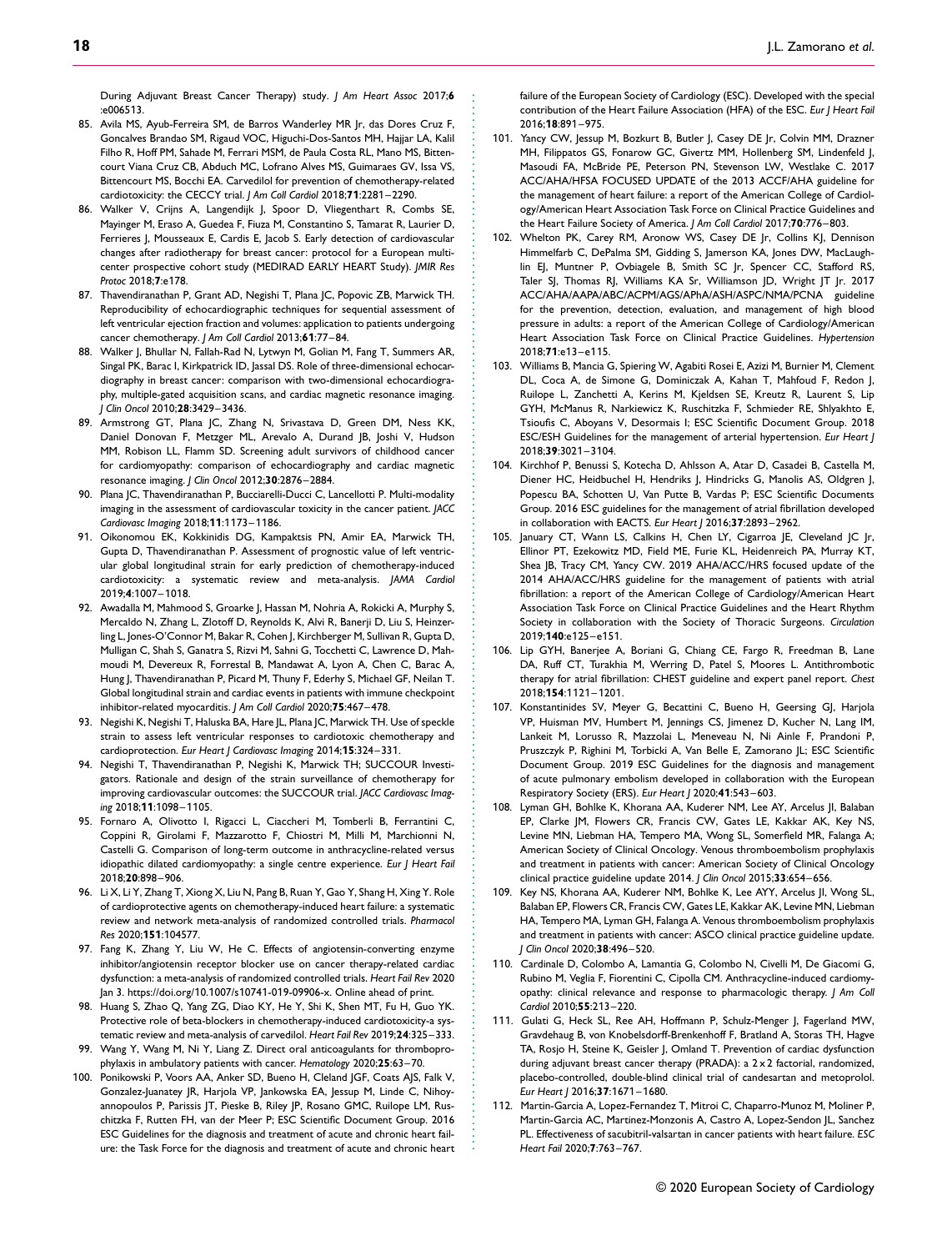During Adjuvant Breast Cancer Therapy) study. *J Am Heart Assoc* 2017;**6**:e006513.

85. Avila MS, Ayub-Ferreira SM, de Barros Wanderley MR Jr, das Dores Cruz F, Goncalves Brandao SM, Rigaud VOC, Higuchi-Dos-Santos MH, Hajjar LA, Kalil Filho R, Hoff PM, Sahade M, Ferrari MSM, de Paula Costa RL, Mano MS, Bittencourt Viana Cruz CB, Abduch MC, Lofrano Alves MS, Guimaraes GV, Issa VS, Bittencourt MS, Bocchi EA. Carvedilol for prevention of chemotherapy-related cardiotoxicity: the CECCY trial. *J Am Coll Cardiol* 2018;**71**:2281–2290.
86. Walker V, Crijns A, Langendijk J, Spoor D, Vliegenthart R, Combs SE, Mayinger M, Eraso A, Guedea F, Fiuza M, Constantino S, Tamarat R, Laurier D, Ferrieres J, Mousseaux E, Cardis E, Jacob S. Early detection of cardiovascular changes after radiotherapy for breast cancer: protocol for a European multicenter prospective cohort study (MEDIRAD EARLY HEART Study). *JMIR Res Protoc* 2018;**7**:e178.
87. Thavendiranathan P, Grant AD, Negishi T, Plana JC, Popovic ZB, Marwick TH. Reproducibility of echocardiographic techniques for sequential assessment of left ventricular ejection fraction and volumes: application to patients undergoing cancer chemotherapy. *J Am Coll Cardiol* 2013;**61**:77–84.
88. Walker J, Bhullar N, Fallah-Rad N, Lytwyn M, Golian M, Fang T, Summers AR, Singal PK, Barac I, Kirkpatrick ID, Jassal DS. Role of three-dimensional echocardiography in breast cancer: comparison with two-dimensional echocardiography, multiple-gated acquisition scans, and cardiac magnetic resonance imaging. *J Clin Oncol* 2010;**28**:3429–3436.
89. Armstrong GT, Plana JC, Zhang N, Srivastava D, Green DM, Ness KK, Daniel Donovan F, Metzger ML, Arevalo A, Durand JB, Joshi V, Hudson MM, Robison LL, Flamm SD. Screening adult survivors of childhood cancer for cardiomyopathy: comparison of echocardiography and cardiac magnetic resonance imaging. *J Clin Oncol* 2012;**30**:2876–2884.
90. Plana JC, Thavendiranathan P, Bucciarelli-Ducci C, Lancellotti P. Multi-modality imaging in the assessment of cardiovascular toxicity in the cancer patient. *JACC Cardiovasc Imaging* 2018;**11**:1173–1186.
91. Oikonomou EK, Kokkinidis DG, Kampaktsis PN, Amir EA, Marwick TH, Gupta D, Thavendiranathan P. Assessment of prognostic value of left ventricular global longitudinal strain for early prediction of chemotherapy-induced cardiotoxicity: a systematic review and meta-analysis. *JAMA Cardiol* 2019;**4**:1007–1018.
92. Awadalla M, Mahmood S, Groarke J, Hassan M, Nohria A, Rokicki A, Murphy S, Mercaldo N, Zhang L, Zlotoff D, Reynolds K, Alvi R, Banerji D, Liu S, Heinzerling L, Jones-O'Connor M, Bakar R, Cohen J, Kirchberger M, Sullivan R, Gupta D, Mulligan C, Shah S, Ganatra S, Rizvi M, Sahni G, Tocchetti C, Lawrence D, Mahmoudi M, Devereux R, Forrestal B, Mandawat A, Lyon A, Chen C, Barac A, Hung J, Thavendiranathan P, Picard M, Thuny F, Ederhy S, Michael GF, Neilan T. Global longitudinal strain and cardiac events in patients with immune checkpoint inhibitor-related myocarditis. *J Am Coll Cardiol* 2020;**75**:467–478.
93. Negishi K, Negishi T, Haluska BA, Hare JL, Plana JC, Marwick TH. Use of speckle strain to assess left ventricular responses to cardiotoxic chemotherapy and cardioprotection. *Eur Heart J Cardiovasc Imaging* 2014;**15**:324–331.
94. Negishi T, Thavendiranathan P, Negishi K, Marwick TH; SUCCOUR Investigators. Rationale and design of the strain surveillance of chemotherapy for improving cardiovascular outcomes: the SUCCOUR trial. *JACC Cardiovasc Imaging* 2018;**11**:1098–1105.
95. Fornaro A, Olivotto I, Rigacci L, Ciaccheri M, Tomberli B, Ferrantini C, Coppini R, Girolami F, Mazzarotto F, Chiostri M, Milli M, Marchionni N, Castelli G. Comparison of long-term outcome in anthracycline-related versus idiopathic dilated cardiomyopathy: a single centre experience. *Eur J Heart Fail* 2018;**20**:898–906.
96. Li X, Li Y, Zhang T, Xiong X, Liu N, Pang B, Ruan Y, Gao Y, Shang H, Xing Y. Role of cardioprotective agents on chemotherapy-induced heart failure: a systematic review and network meta-analysis of randomized controlled trials. *Pharmacol Res* 2020;**151**:104577.
97. Fang K, Zhang Y, Liu W, He C. Effects of angiotensin-converting enzyme inhibitor/angiotensin receptor blocker use on cancer therapy-related cardiac dysfunction: a meta-analysis of randomized controlled trials. *Heart Fail Rev* 2020 Jan 3. https://doi.org/10.1007/s10741-019-09906-x. Online ahead of print.
98. Huang S, Zhao Q, Yang ZG, Diao KY, He Y, Shi K, Shen MT, Fu H, Guo YK. Protective role of beta-blockers in chemotherapy-induced cardiotoxicity-a systematic review and meta-analysis of carvedilol. *Heart Fail Rev* 2019;**24**:325–333.
99. Wang Y, Wang M, Ni Y, Liang Z. Direct oral anticoagulants for thromboprophylaxis in ambulatory patients with cancer. *Hematology* 2020;**25**:63–70.
100. Ponikowski P, Voors AA, Anker SD, Bueno H, Cleland JGF, Coats AJS, Falk V, Gonzalez-Juanatey JR, Harjola VP, Jankowska EA, Jessup M, Linde C, Nihoyannopoulos P, Parissis JT, Pieske B, Riley JP, Rosano GMC, Ruilope LM, Ruschitzka F, Rutten FH, van der Meer P; ESC Scientific Document Group. 2016 ESC Guidelines for the diagnosis and treatment of acute and chronic heart failure: the Task Force for the diagnosis and treatment of acute and chronic heart failure of the European Society of Cardiology (ESC). Developed with the special contribution of the Heart Failure Association (HFA) of the ESC. *Eur J Heart Fail* 2016;**18**:891–975.
101. Yancy CW, Jessup M, Bozkurt B, Butler J, Casey DE Jr, Colvin MM, Drazner MH, Filippatos GS, Fonarow GC, Givertz MM, Hollenberg SM, Lindenfeld J, Masoudi FA, McBride PE, Peterson PN, Stevenson LW, Westlake C. 2017 ACC/AHA/HFSA FOCUSED UPDATE of the 2013 ACCF/AHA guideline for the management of heart failure: a report of the American College of Cardiology/American Heart Association Task Force on Clinical Practice Guidelines and the Heart Failure Society of America. *J Am Coll Cardiol* 2017;**70**:776–803.
102. Whelton PK, Carey RM, Aronow WS, Casey DE Jr, Collins KJ, Dennison Himmelfarb C, DePalma SM, Gidding S, Jamerson KA, Jones DW, MacLaughlin EJ, Muntner P, Ovbiagele B, Smith SC Jr, Spencer CC, Stafford RS, Taler SJ, Thomas RJ, Williams KA Sr, Williamson JD, Wright JT Jr. 2017 ACC/AHA/AAPA/ABC/ACPM/AGS/APhA/ASH/ASPC/NMA/PCNA guideline for the prevention, detection, evaluation, and management of high blood pressure in adults: a report of the American College of Cardiology/American Heart Association Task Force on Clinical Practice Guidelines. *Hypertension* 2018;**71**:e13–e115.
103. Williams B, Mancia G, Spiering W, Agabiti Rosei E, Azizi M, Burnier M, Clement DL, Coca A, de Simone G, Dominiczak A, Kahan T, Mahfoud F, Redon J, Ruilope L, Zanchetti A, Kerins M, Kjeldsen SE, Kreutz R, Laurent S, Lip GYH, McManus R, Narkiewicz K, Ruschitzka F, Schmieder RE, Shlyakhto E, Tsioufis C, Aboyans V, Desormais I; ESC Scientific Document Group. 2018 ESC/ESH Guidelines for the management of arterial hypertension. *Eur Heart J* 2018;**39**:3021–3104.
104. Kirchhof P, Benussi S, Kotecha D, Ahlsson A, Atar D, Casadei B, Castella M, Diener HC, Heidbuchel H, Hendriks J, Hindricks G, Manolis AS, Oldgren J, Popescu BA, Schotten U, Van Putte B, Vardas P; ESC Scientific Documents Group. 2016 ESC guidelines for the management of atrial fibrillation developed in collaboration with EACTS. *Eur Heart J* 2016;**37**:2893–2962.
105. January CT, Wann LS, Calkins H, Chen LY, Cigarroa JE, Cleveland JC Jr, Ellinor PT, Ezekowitz MD, Field ME, Furie KL, Heidenreich PA, Murray KT, Shea JB, Tracy CM, Yancy CW. 2019 AHA/ACC/HRS focused update of the 2014 AHA/ACC/HRS guideline for the management of patients with atrial fibrillation: a report of the American College of Cardiology/American Heart Association Task Force on Clinical Practice Guidelines and the Heart Rhythm Society in collaboration with the Society of Thoracic Surgeons. *Circulation* 2019;**140**:e125–e151.
106. Lip GYH, Banerjee A, Boriani G, Chiang CE, Fargo R, Freedman B, Lane DA, Ruff CT, Turakhia M, Werring D, Patel S, Moores L. Antithrombotic therapy for atrial fibrillation: CHEST guideline and expert panel report. *Chest* 2018;**154**:1121–1201.
107. Konstantinides SV, Meyer G, Becattini C, Bueno H, Geersing GJ, Harjola VP, Huisman MV, Humbert M, Jennings CS, Jimenez D, Kucher N, Lang IM, Lankeit M, Lorusso R, Mazzolai L, Meneveau N, Ni Ainle F, Prandoni P, Pruszczyk P, Righini M, Torbicki A, Van Belle E, Zamorano JL; ESC Scientific Document Group. 2019 ESC Guidelines for the diagnosis and management of acute pulmonary embolism developed in collaboration with the European Respiratory Society (ERS). *Eur Heart J* 2020;**41**:543–603.
108. Lyman GH, Bohlke K, Khorana AA, Kuderer NM, Lee AY, Arcelus JI, Balaban EP, Clarke JM, Flowers CR, Francis CW, Gates LE, Kakkar AK, Key NS, Levine MN, Liebman HA, Tempero MA, Wong SL, Somerfield MR, Falanga A; American Society of Clinical Oncology. Venous thromboembolism prophylaxis and treatment in patients with cancer: American Society of Clinical Oncology clinical practice guideline update 2014. *J Clin Oncol* 2015;**33**:654–656.
109. Key NS, Khorana AA, Kuderer NM, Bohlke K, Lee AYY, Arcelus JI, Wong SL, Balaban EP, Flowers CR, Francis CW, Gates LE, Kakkar AK, Levine MN, Liebman HA, Tempero MA, Lyman GH, Falanga A. Venous thromboembolism prophylaxis and treatment in patients with cancer: ASCO clinical practice guideline update. *J Clin Oncol* 2020;**38**:496–520.
110. Cardinale D, Colombo A, Lamantia G, Colombo N, Civelli M, De Giacomi G, Rubino M, Veglia F, Fiorentini C, Cipolla CM. Anthracycline-induced cardiomyopathy: clinical relevance and response to pharmacologic therapy. *J Am Coll Cardiol* 2010;**55**:213–220.
111. Gulati G, Heck SL, Ree AH, Hoffmann P, Schulz-Menger J, Fagerland MW, Gravdehaug B, von Knobelsdorff-Brenkenhoff F, Bratland A, Storas TH, Hagve TA, Rosjo H, Steine K, Geisler J, Omland T. Prevention of cardiac dysfunction during adjuvant breast cancer therapy (PRADA): a 2 x 2 factorial, randomized, placebo-controlled, double-blind clinical trial of candesartan and metoprolol. *Eur Heart J* 2016;**37**:1671–1680.
112. Martin-Garcia A, Lopez-Fernandez T, Mitroi C, Chaparro-Munoz M, Moliner P, Martin-Garcia AC, Martinez-Monzonis A, Castro A, Lopez-Sendon JL, Sanchez PL. Effectiveness of sacubitril-valsartan in cancer patients with heart failure. *ESC Heart Fail* 2020;**7**:763–767.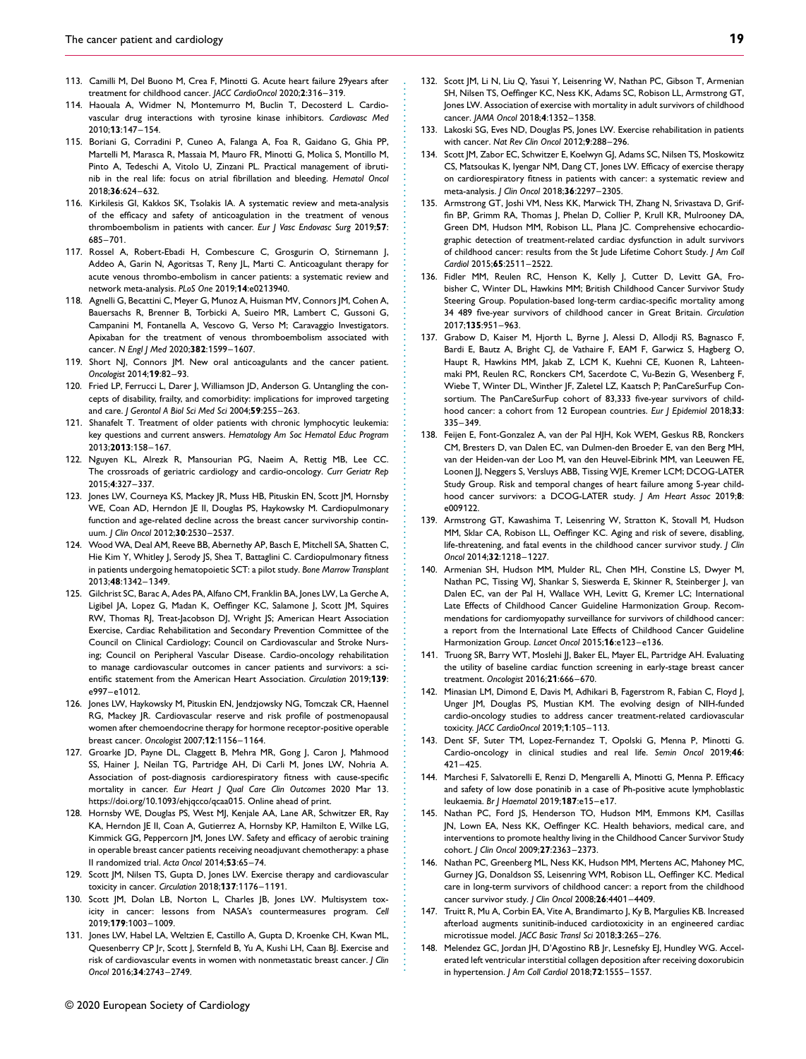113. Camilli M, Del Buono M, Crea F, Minotti G. Acute heart failure 29years after treatment for childhood cancer. *JACC CardioOncol* 2020;**2**:316–319.

114. Haouala A, Widmer N, Montemurro M, Buclin T, Decosterd L. Cardiovascular drug interactions with tyrosine kinase inhibitors. *Cardiovasc Med* 2010;**13**:147–154.

115. Boriani G, Corradini P, Cuneo A, Falanga A, Foa R, Gaidano G, Ghia PP, Martelli M, Marasca R, Massaia M, Mauro FR, Minotti G, Molica S, Montillo M, Pinto A, Tedeschi A, Vitolo U, Zinzani PL. Practical management of ibrutinib in the real life: focus on atrial fibrillation and bleeding. *Hematol Oncol* 2018;**36**:624–632.

116. Kirkilesis GI, Kakkos SK, Tsolakis IA. A systematic review and meta-analysis of the efficacy and safety of anticoagulation in the treatment of venous thromboembolism in patients with cancer. *Eur J Vasc Endovasc Surg* 2019;**57**:685–701.

117. Rossel A, Robert-Ebadi H, Combescure C, Grosgurin O, Stirnemann J, Addeo A, Garin N, Agoritsas T, Reny JL, Marti C. Anticoagulant therapy for acute venous thrombo-embolism in cancer patients: a systematic review and network meta-analysis. *PLoS One* 2019;**14**:e0213940.

118. Agnelli G, Becattini C, Meyer G, Munoz A, Huisman MV, Connors JM, Cohen A, Bauersachs R, Brenner B, Torbicki A, Sueiro MR, Lambert C, Gussoni G, Campanini M, Fontanella A, Vescovo G, Verso M; Caravaggio Investigators. Apixaban for the treatment of venous thromboembolism associated with cancer. *N Engl J Med* 2020;**382**:1599–1607.

119. Short NJ, Connors JM. New oral anticoagulants and the cancer patient. *Oncologist* 2014;**19**:82–93.

120. Fried LP, Ferrucci L, Darer J, Williamson JD, Anderson G. Untangling the concepts of disability, frailty, and comorbidity: implications for improved targeting and care. *J Gerontol A Biol Sci Med Sci* 2004;**59**:255–263.

121. Shanafelt T. Treatment of older patients with chronic lymphocytic leukemia: key questions and current answers. *Hematology Am Soc Hematol Educ Program* 2013;**2013**:158–167.

122. Nguyen KL, Alrezk R, Mansourian PG, Naeim A, Rettig MB, Lee CC. The crossroads of geriatric cardiology and cardio-oncology. *Curr Geriatr Rep* 2015;**4**:327–337.

123. Jones LW, Courneya KS, Mackey JR, Muss HB, Pituskin EN, Scott JM, Hornsby WE, Coan AD, Herndon JE II, Douglas PS, Haykowsky M. Cardiopulmonary function and age-related decline across the breast cancer survivorship continuum. *J Clin Oncol* 2012;**30**:2530–2537.

124. Wood WA, Deal AM, Reeve BB, Abernethy AP, Basch E, Mitchell SA, Shatten C, Hie Kim Y, Whitley J, Serody JS, Shea T, Battaglini C. Cardiopulmonary fitness in patients undergoing hematopoietic SCT: a pilot study. *Bone Marrow Transplant* 2013;**48**:1342–1349.

125. Gilchrist SC, Barac A, Ades PA, Alfano CM, Franklin BA, Jones LW, La Gerche A, Ligibel JA, Lopez G, Madan K, Oeffinger KC, Salamone J, Scott JM, Squires RW, Thomas RJ, Treat-Jacobson DJ, Wright JS; American Heart Association Exercise, Cardiac Rehabilitation and Secondary Prevention Committee of the Council on Clinical Cardiology; Council on Cardiovascular and Stroke Nursing; Council on Peripheral Vascular Disease. Cardio-oncology rehabilitation to manage cardiovascular outcomes in cancer patients and survivors: a scientific statement from the American Heart Association. *Circulation* 2019;**139**:e997–e1012.

126. Jones LW, Haykowsky M, Pituskin EN, Jendzjowsky NG, Tomczak CR, Haennel RG, Mackey JR. Cardiovascular reserve and risk profile of postmenopausal women after chemoendocrine therapy for hormone receptor-positive operable breast cancer. *Oncologist* 2007;**12**:1156–1164.

127. Groarke JD, Payne DL, Claggett B, Mehra MR, Gong J, Caron J, Mahmood SS, Hainer J, Neilan TG, Partridge AH, Di Carli M, Jones LW, Nohria A. Association of post-diagnosis cardiorespiratory fitness with cause-specific mortality in cancer. *Eur Heart J Qual Care Clin Outcomes* 2020 Mar 13. https://doi.org/10.1093/ehjqcco/qcaa015. Online ahead of print.

128. Hornsby WE, Douglas PS, West MJ, Kenjale AA, Lane AR, Schwitzer ER, Ray KA, Herndon JE II, Coan A, Gutierrez A, Hornsby KP, Hamilton E, Wilke LG, Kimmick GG, Peppercorn JM, Jones LW. Safety and efficacy of aerobic training in operable breast cancer patients receiving neoadjuvant chemotherapy: a phase II randomized trial. *Acta Oncol* 2014;**53**:65–74.

129. Scott JM, Nilsen TS, Gupta D, Jones LW. Exercise therapy and cardiovascular toxicity in cancer. *Circulation* 2018;**137**:1176–1191.

130. Scott JM, Dolan LB, Norton L, Charles JB, Jones LW. Multisystem toxicity in cancer: lessons from NASA's countermeasures program. *Cell* 2019;**179**:1003–1009.

131. Jones LW, Habel LA, Weltzien E, Castillo A, Gupta D, Kroenke CH, Kwan ML, Quesenberry CP Jr, Scott J, Sternfeld B, Yu A, Kushi LH, Caan BJ. Exercise and risk of cardiovascular events in women with nonmetastatic breast cancer. *J Clin Oncol* 2016;**34**:2743–2749.

132. Scott JM, Li N, Liu Q, Yasui Y, Leisenring W, Nathan PC, Gibson T, Armenian SH, Nilsen TS, Oeffinger KC, Ness KK, Adams SC, Robison LL, Armstrong GT, Jones LW. Association of exercise with mortality in adult survivors of childhood cancer. *JAMA Oncol* 2018;**4**:1352–1358.

133. Lakoski SG, Eves ND, Douglas PS, Jones LW. Exercise rehabilitation in patients with cancer. *Nat Rev Clin Oncol* 2012;**9**:288–296.

134. Scott JM, Zabor EC, Schwitzer E, Koelwyn GJ, Adams SC, Nilsen TS, Moskowitz CS, Matsoukas K, Iyengar NM, Dang CT, Jones LW. Efficacy of exercise therapy on cardiorespiratory fitness in patients with cancer: a systematic review and meta-analysis. *J Clin Oncol* 2018;**36**:2297–2305.

135. Armstrong GT, Joshi VM, Ness KK, Marwick TH, Zhang N, Srivastava D, Griffin BP, Grimm RA, Thomas J, Phelan D, Collier P, Krull KR, Mulrooney DA, Green DM, Hudson MM, Robison LL, Plana JC. Comprehensive echocardiographic detection of treatment-related cardiac dysfunction in adult survivors of childhood cancer: results from the St Jude Lifetime Cohort Study. *J Am Coll Cardiol* 2015;**65**:2511–2522.

136. Fidler MM, Reulen RC, Henson K, Kelly J, Cutter D, Levitt GA, Frobisher C, Winter DL, Hawkins MM; British Childhood Cancer Survivor Study Steering Group. Population-based long-term cardiac-specific mortality among 34 489 five-year survivors of childhood cancer in Great Britain. *Circulation* 2017;**135**:951–963.

137. Grabow D, Kaiser M, Hjorth L, Byrne J, Alessi D, Allodji RS, Bagnasco F, Bardi E, Bautz A, Bright CJ, de Vathaire F, EAM F, Garwicz S, Hagberg O, Haupt R, Hawkins MM, Jakab Z, LCM K, Kuehni CE, Kuonen R, Lahteenmaki PM, Reulen RC, Ronckers CM, Sacerdote C, Vu-Bezin G, Wesenberg F, Wiebe T, Winter DL, Winther JF, Zaletel LZ, Kaatsch P; PanCareSurFup Consortium. The PanCareSurFup cohort of 83,333 five-year survivors of childhood cancer: a cohort from 12 European countries. *Eur J Epidemiol* 2018;**33**:335–349.

138. Feijen E, Font-Gonzalez A, van der Pal HJH, Kok WEM, Geskus RB, Ronckers CM, Bresters D, van Dalen EC, van Dulmen-den Broeder E, van den Berg MH, van der Heiden-van der Loo M, van den Heuvel-Eibrink MM, van Leeuwen FE, Loonen JJ, Neggers S, Versluys ABB, Tissing WJE, Kremer LCM; DCOG-LATER Study Group. Risk and temporal changes of heart failure among 5-year childhood cancer survivors: a DCOG-LATER study. *J Am Heart Assoc* 2019;**8**:e009122.

139. Armstrong GT, Kawashima T, Leisenring W, Stratton K, Stovall M, Hudson MM, Sklar CA, Robison LL, Oeffinger KC. Aging and risk of severe, disabling, life-threatening, and fatal events in the childhood cancer survivor study. *J Clin Oncol* 2014;**32**:1218–1227.

140. Armenian SH, Hudson MM, Mulder RL, Chen MH, Constine LS, Dwyer M, Nathan PC, Tissing WJ, Shankar S, Sieswerda E, Skinner R, Steinberger J, van Dalen EC, van der Pal H, Wallace WH, Levitt G, Kremer LC; International Late Effects of Childhood Cancer Guideline Harmonization Group. Recommendations for cardiomyopathy surveillance for survivors of childhood cancer: a report from the International Late Effects of Childhood Cancer Guideline Harmonization Group. *Lancet Oncol* 2015;**16**:e123–e136.

141. Truong SR, Barry WT, Moslehi JJ, Baker EL, Mayer EL, Partridge AH. Evaluating the utility of baseline cardiac function screening in early-stage breast cancer treatment. *Oncologist* 2016;**21**:666–670.

142. Minasian LM, Dimond E, Davis M, Adhikari B, Fagerstrom R, Fabian C, Floyd J, Unger JM, Douglas PS, Mustian KM. The evolving design of NIH-funded cardio-oncology studies to address cancer treatment-related cardiovascular toxicity. *JACC CardioOncol* 2019;**1**:105–113.

143. Dent SF, Suter TM, Lopez-Fernandez T, Opolski G, Menna P, Minotti G. Cardio-oncology in clinical studies and real life. *Semin Oncol* 2019;**46**:421–425.

144. Marchesi F, Salvatorelli E, Renzi D, Mengarelli A, Minotti G, Menna P. Efficacy and safety of low dose ponatinib in a case of Ph-positive acute lymphoblastic leukaemia. *Br J Haematol* 2019;**187**:e15–e17.

145. Nathan PC, Ford JS, Henderson TO, Hudson MM, Emmons KM, Casillas JN, Lown EA, Ness KK, Oeffinger KC. Health behaviors, medical care, and interventions to promote healthy living in the Childhood Cancer Survivor Study cohort. *J Clin Oncol* 2009;**27**:2363–2373.

146. Nathan PC, Greenberg ML, Ness KK, Hudson MM, Mertens AC, Mahoney MC, Gurney JG, Donaldson SS, Leisenring WM, Robison LL, Oeffinger KC. Medical care in long-term survivors of childhood cancer: a report from the childhood cancer survivor study. *J Clin Oncol* 2008;**26**:4401–4409.

147. Truitt R, Mu A, Corbin EA, Vite A, Brandimarto J, Ky B, Margulies KB. Increased afterload augments sunitinib-induced cardiotoxicity in an engineered cardiac microtissue model. *JACC Basic Transl Sci* 2018;**3**:265–276.

148. Melendez GC, Jordan JH, D'Agostino RB Jr, Lesnefsky EJ, Hundley WG. Accelerated left ventricular interstitial collagen deposition after receiving doxorubicin in hypertension. *J Am Coll Cardiol* 2018;**72**:1555–1557.

© 2020 European Society of Cardiology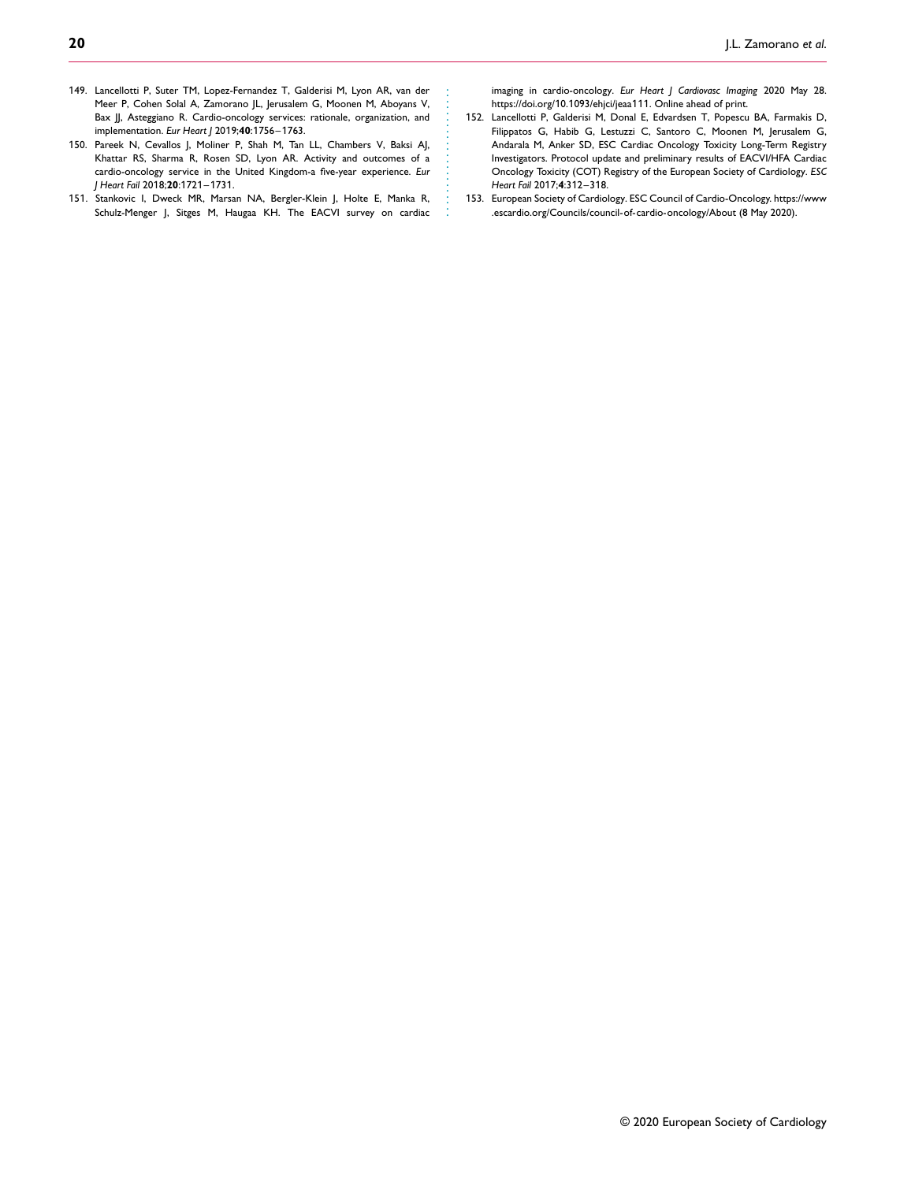149. Lancellotti P, Suter TM, Lopez-Fernandez T, Galderisi M, Lyon AR, van der Meer P, Cohen Solal A, Zamorano JL, Jerusalem G, Moonen M, Aboyans V, Bax JJ, Asteggiano R. Cardio-oncology services: rationale, organization, and implementation. *Eur Heart J* 2019;**40**:1756–1763.
150. Pareek N, Cevallos J, Moliner P, Shah M, Tan LL, Chambers V, Baksi AJ, Khattar RS, Sharma R, Rosen SD, Lyon AR. Activity and outcomes of a cardio-oncology service in the United Kingdom-a five-year experience. *Eur J Heart Fail* 2018;**20**:1721–1731.
151. Stankovic I, Dweck MR, Marsan NA, Bergler-Klein J, Holte E, Manka R, Schulz-Menger J, Sitges M, Haugaa KH. The EACVI survey on cardiac imaging in cardio-oncology. *Eur Heart J Cardiovasc Imaging* 2020 May 28. https://doi.org/10.1093/ehjci/jeaa111. Online ahead of print.
152. Lancellotti P, Galderisi M, Donal E, Edvardsen T, Popescu BA, Farmakis D, Filippatos G, Habib G, Lestuzzi C, Santoro C, Moonen M, Jerusalem G, Andarala M, Anker SD, ESC Cardiac Oncology Toxicity Long-Term Registry Investigators. Protocol update and preliminary results of EACVI/HFA Cardiac Oncology Toxicity (COT) Registry of the European Society of Cardiology. *ESC Heart Fail* 2017;**4**:312–318.
153. European Society of Cardiology. ESC Council of Cardio-Oncology. https://www.escardio.org/Councils/council-of-cardio-oncology/About (8 May 2020).

© 2020 European Society of Cardiology